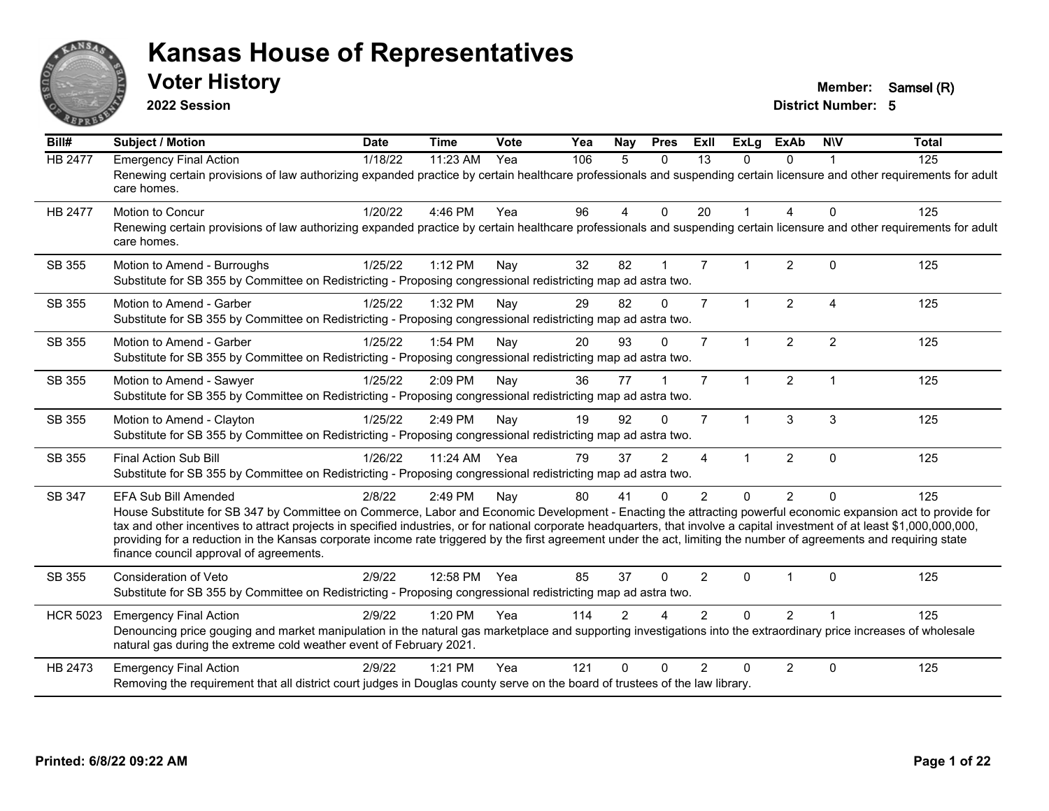# Kansas House of Representatives

## Voter History

**2022 Session**

**Member:** Samsel (R)
**District Number:** 5

| Bill# | Subject / Motion | Date | Time | Vote | Yea | Nay | Pres | ExII | ExLg | ExAb | N\V | Total |
|---|---|---|---|---|---|---|---|---|---|---|---|---|
| HB 2477 | Emergency Final Action | 1/18/22 | 11:23 AM | Yea | 106 | 5 | 0 | 13 | 0 | 0 | 1 | 125 |
| | Renewing certain provisions of law authorizing expanded practice by certain healthcare professionals and suspending certain licensure and other requirements for adult care homes. | | | | | | | | | | | |
| HB 2477 | Motion to Concur | 1/20/22 | 4:46 PM | Yea | 96 | 4 | 0 | 20 | 1 | 4 | 0 | 125 |
| | Renewing certain provisions of law authorizing expanded practice by certain healthcare professionals and suspending certain licensure and other requirements for adult care homes. | | | | | | | | | | | |
| SB 355 | Motion to Amend - Burroughs | 1/25/22 | 1:12 PM | Nay | 32 | 82 | 1 | 7 | 1 | 2 | 0 | 125 |
| | Substitute for SB 355 by Committee on Redistricting - Proposing congressional redistricting map ad astra two. | | | | | | | | | | | |
| SB 355 | Motion to Amend - Garber | 1/25/22 | 1:32 PM | Nay | 29 | 82 | 0 | 7 | 1 | 2 | 4 | 125 |
| | Substitute for SB 355 by Committee on Redistricting - Proposing congressional redistricting map ad astra two. | | | | | | | | | | | |
| SB 355 | Motion to Amend - Garber | 1/25/22 | 1:54 PM | Nay | 20 | 93 | 0 | 7 | 1 | 2 | 2 | 125 |
| | Substitute for SB 355 by Committee on Redistricting - Proposing congressional redistricting map ad astra two. | | | | | | | | | | | |
| SB 355 | Motion to Amend - Sawyer | 1/25/22 | 2:09 PM | Nay | 36 | 77 | 1 | 7 | 1 | 2 | 1 | 125 |
| | Substitute for SB 355 by Committee on Redistricting - Proposing congressional redistricting map ad astra two. | | | | | | | | | | | |
| SB 355 | Motion to Amend - Clayton | 1/25/22 | 2:49 PM | Nay | 19 | 92 | 0 | 7 | 1 | 3 | 3 | 125 |
| | Substitute for SB 355 by Committee on Redistricting - Proposing congressional redistricting map ad astra two. | | | | | | | | | | | |
| SB 355 | Final Action Sub Bill | 1/26/22 | 11:24 AM | Yea | 79 | 37 | 2 | 4 | 1 | 2 | 0 | 125 |
| | Substitute for SB 355 by Committee on Redistricting - Proposing congressional redistricting map ad astra two. | | | | | | | | | | | |
| SB 347 | EFA Sub Bill Amended | 2/8/22 | 2:49 PM | Nay | 80 | 41 | 0 | 2 | 0 | 2 | 0 | 125 |
| | House Substitute for SB 347 by Committee on Commerce, Labor and Economic Development - Enacting the attracting powerful economic expansion act to provide for tax and other incentives to attract projects in specified industries, or for national corporate headquarters, that involve a capital investment of at least $1,000,000,000, providing for a reduction in the Kansas corporate income rate triggered by the first agreement under the act, limiting the number of agreements and requiring state finance council approval of agreements. | | | | | | | | | | | |
| SB 355 | Consideration of Veto | 2/9/22 | 12:58 PM | Yea | 85 | 37 | 0 | 2 | 0 | 1 | 0 | 125 |
| | Substitute for SB 355 by Committee on Redistricting - Proposing congressional redistricting map ad astra two. | | | | | | | | | | | |
| HCR 5023 | Emergency Final Action | 2/9/22 | 1:20 PM | Yea | 114 | 2 | 4 | 2 | 0 | 2 | 1 | 125 |
| | Denouncing price gouging and market manipulation in the natural gas marketplace and supporting investigations into the extraordinary price increases of wholesale natural gas during the extreme cold weather event of February 2021. | | | | | | | | | | | |
| HB 2473 | Emergency Final Action | 2/9/22 | 1:21 PM | Yea | 121 | 0 | 0 | 2 | 0 | 2 | 0 | 125 |
| | Removing the requirement that all district court judges in Douglas county serve on the board of trustees of the law library. | | | | | | | | | | | |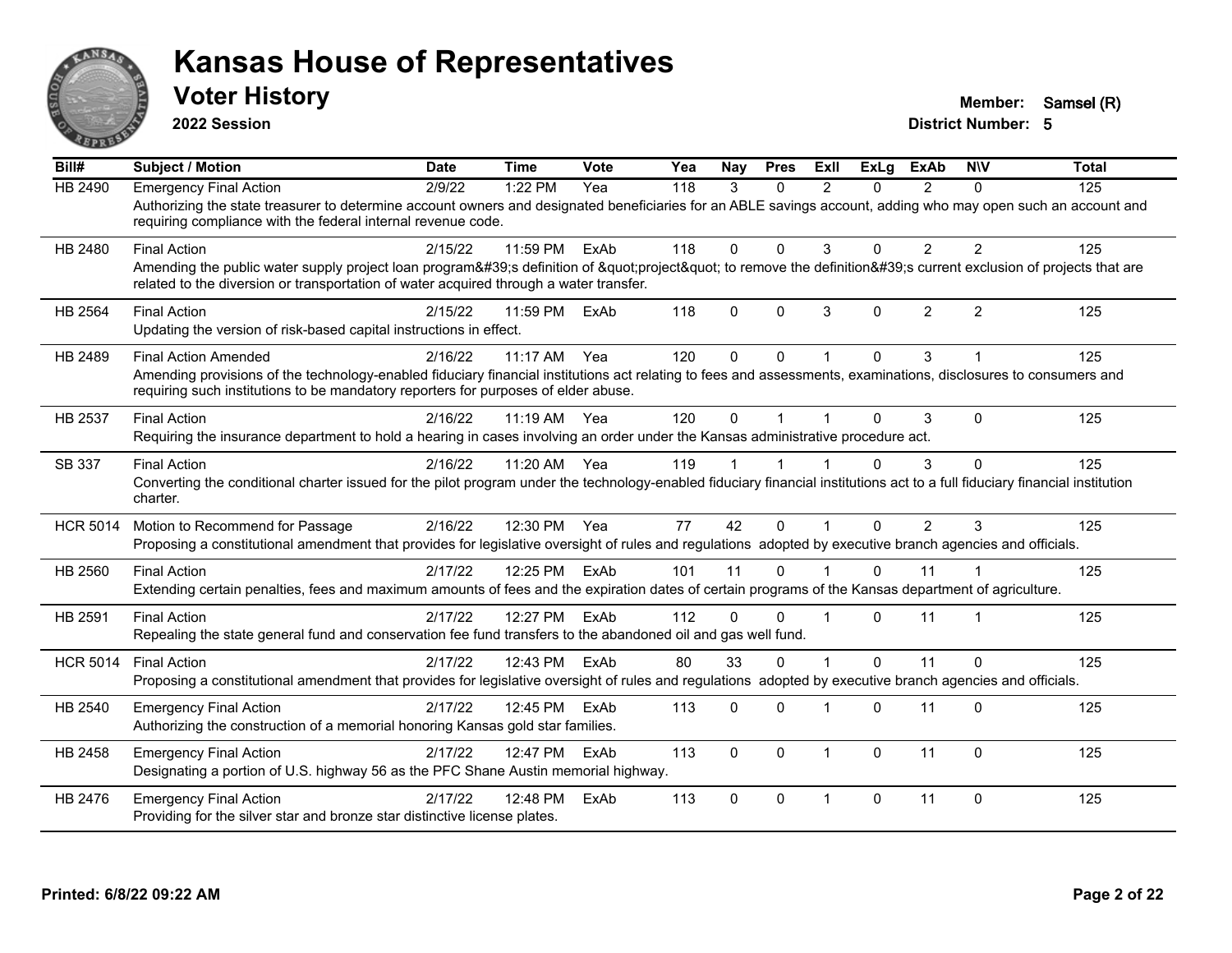# Kansas House of Representatives

## Voter History

**2022 Session**

**Member:** Samsel (R)
**District Number:** 5

| Bill# | Subject / Motion | Date | Time | Vote | Yea | Nay | Pres | ExII | ExLg | ExAb | N\V | Total |
|---|---|---|---|---|---|---|---|---|---|---|---|---|
| HB 2490 | Emergency Final Action | 2/9/22 | 1:22 PM | Yea | 118 | 3 | 0 | 2 | 0 | 2 | 0 | 125 |
| | Authorizing the state treasurer to determine account owners and designated beneficiaries for an ABLE savings account, adding who may open such an account and requiring compliance with the federal internal revenue code. | | | | | | | | | | | |
| HB 2480 | Final Action | 2/15/22 | 11:59 PM | ExAb | 118 | 0 | 0 | 3 | 0 | 2 | 2 | 125 |
| | Amending the public water supply project loan program&#39;s definition of &quot;project&quot; to remove the definition&#39;s current exclusion of projects that are related to the diversion or transportation of water acquired through a water transfer. | | | | | | | | | | | |
| HB 2564 | Final Action | 2/15/22 | 11:59 PM | ExAb | 118 | 0 | 0 | 3 | 0 | 2 | 2 | 125 |
| | Updating the version of risk-based capital instructions in effect. | | | | | | | | | | | |
| HB 2489 | Final Action Amended | 2/16/22 | 11:17 AM | Yea | 120 | 0 | 0 | 1 | 0 | 3 | 1 | 125 |
| | Amending provisions of the technology-enabled fiduciary financial institutions act relating to fees and assessments, examinations, disclosures to consumers and requiring such institutions to be mandatory reporters for purposes of elder abuse. | | | | | | | | | | | |
| HB 2537 | Final Action | 2/16/22 | 11:19 AM | Yea | 120 | 0 | 1 | 1 | 0 | 3 | 0 | 125 |
| | Requiring the insurance department to hold a hearing in cases involving an order under the Kansas administrative procedure act. | | | | | | | | | | | |
| SB 337 | Final Action | 2/16/22 | 11:20 AM | Yea | 119 | 1 | 1 | 1 | 0 | 3 | 0 | 125 |
| | Converting the conditional charter issued for the pilot program under the technology-enabled fiduciary financial institutions act to a full fiduciary financial institution charter. | | | | | | | | | | | |
| HCR 5014 | Motion to Recommend for Passage | 2/16/22 | 12:30 PM | Yea | 77 | 42 | 0 | 1 | 0 | 2 | 3 | 125 |
| | Proposing a constitutional amendment that provides for legislative oversight of rules and regulations adopted by executive branch agencies and officials. | | | | | | | | | | | |
| HB 2560 | Final Action | 2/17/22 | 12:25 PM | ExAb | 101 | 11 | 0 | 1 | 0 | 11 | 1 | 125 |
| | Extending certain penalties, fees and maximum amounts of fees and the expiration dates of certain programs of the Kansas department of agriculture. | | | | | | | | | | | |
| HB 2591 | Final Action | 2/17/22 | 12:27 PM | ExAb | 112 | 0 | 0 | 1 | 0 | 11 | 1 | 125 |
| | Repealing the state general fund and conservation fee fund transfers to the abandoned oil and gas well fund. | | | | | | | | | | | |
| HCR 5014 | Final Action | 2/17/22 | 12:43 PM | ExAb | 80 | 33 | 0 | 1 | 0 | 11 | 0 | 125 |
| | Proposing a constitutional amendment that provides for legislative oversight of rules and regulations adopted by executive branch agencies and officials. | | | | | | | | | | | |
| HB 2540 | Emergency Final Action | 2/17/22 | 12:45 PM | ExAb | 113 | 0 | 0 | 1 | 0 | 11 | 0 | 125 |
| | Authorizing the construction of a memorial honoring Kansas gold star families. | | | | | | | | | | | |
| HB 2458 | Emergency Final Action | 2/17/22 | 12:47 PM | ExAb | 113 | 0 | 0 | 1 | 0 | 11 | 0 | 125 |
| | Designating a portion of U.S. highway 56 as the PFC Shane Austin memorial highway. | | | | | | | | | | | |
| HB 2476 | Emergency Final Action | 2/17/22 | 12:48 PM | ExAb | 113 | 0 | 0 | 1 | 0 | 11 | 0 | 125 |
| | Providing for the silver star and bronze star distinctive license plates. | | | | | | | | | | | |

**Printed: 6/8/22 09:22 AM**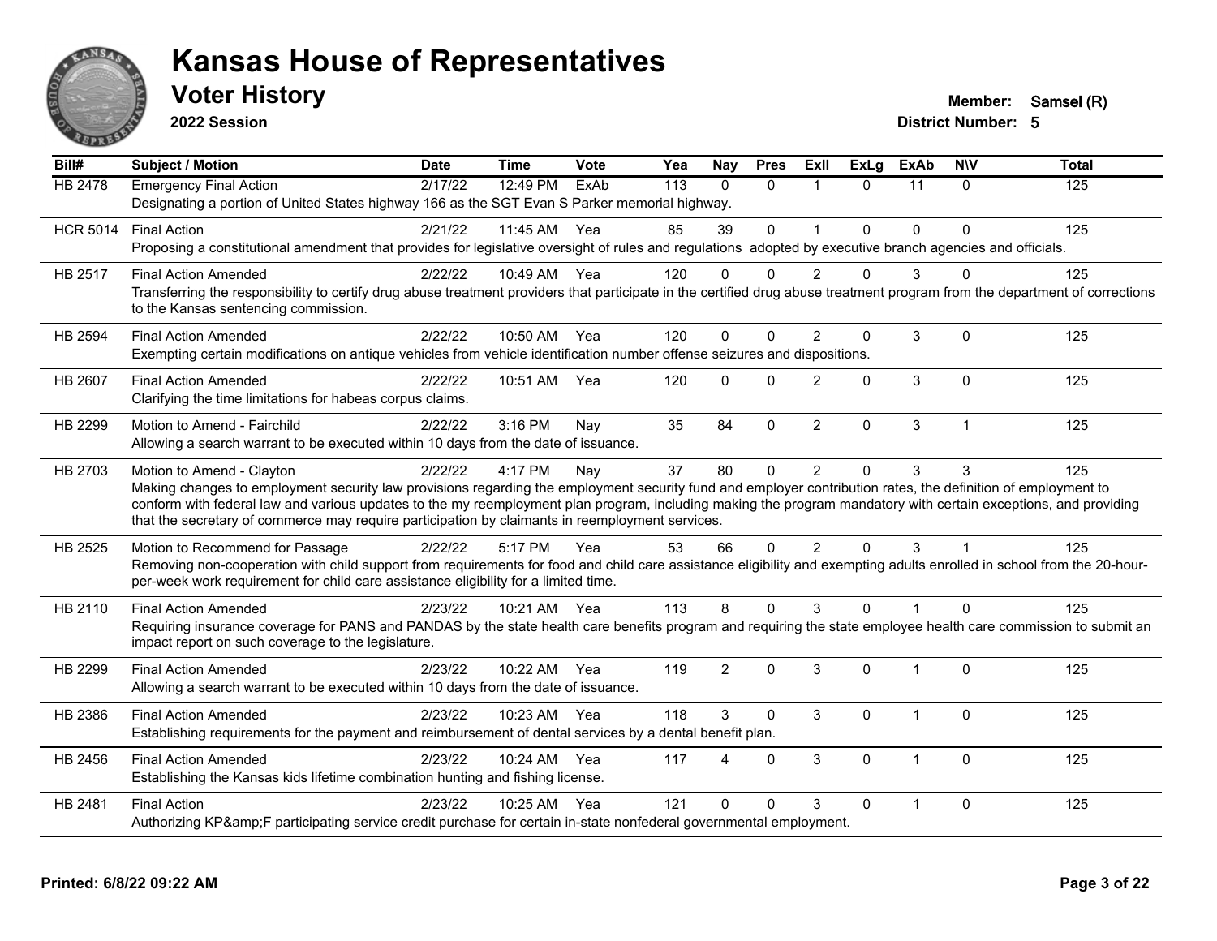# Kansas House of Representatives

## Voter History

**2022 Session**

**Member:** Samsel (R)
**District Number:** 5

| Bill# | Subject / Motion | Date | Time | Vote | Yea | Nay | Pres | ExII | ExLg | ExAb | N\V | Total |
|---|---|---|---|---|---|---|---|---|---|---|---|---|
| HB 2478 | Emergency Final Action | 2/17/22 | 12:49 PM | ExAb | 113 | 0 | 0 | 1 | 0 | 11 | 0 | 125 |
| | Designating a portion of United States highway 166 as the SGT Evan S Parker memorial highway. | | | | | | | | | | | |
| HCR 5014 | Final Action | 2/21/22 | 11:45 AM | Yea | 85 | 39 | 0 | 1 | 0 | 0 | 0 | 125 |
| | Proposing a constitutional amendment that provides for legislative oversight of rules and regulations adopted by executive branch agencies and officials. | | | | | | | | | | | |
| HB 2517 | Final Action Amended | 2/22/22 | 10:49 AM | Yea | 120 | 0 | 0 | 2 | 0 | 3 | 0 | 125 |
| | Transferring the responsibility to certify drug abuse treatment providers that participate in the certified drug abuse treatment program from the department of corrections to the Kansas sentencing commission. | | | | | | | | | | | |
| HB 2594 | Final Action Amended | 2/22/22 | 10:50 AM | Yea | 120 | 0 | 0 | 2 | 0 | 3 | 0 | 125 |
| | Exempting certain modifications on antique vehicles from vehicle identification number offense seizures and dispositions. | | | | | | | | | | | |
| HB 2607 | Final Action Amended | 2/22/22 | 10:51 AM | Yea | 120 | 0 | 0 | 2 | 0 | 3 | 0 | 125 |
| | Clarifying the time limitations for habeas corpus claims. | | | | | | | | | | | |
| HB 2299 | Motion to Amend - Fairchild | 2/22/22 | 3:16 PM | Nay | 35 | 84 | 0 | 2 | 0 | 3 | 1 | 125 |
| | Allowing a search warrant to be executed within 10 days from the date of issuance. | | | | | | | | | | | |
| HB 2703 | Motion to Amend - Clayton | 2/22/22 | 4:17 PM | Nay | 37 | 80 | 0 | 2 | 0 | 3 | 3 | 125 |
| | Making changes to employment security law provisions regarding the employment security fund and employer contribution rates, the definition of employment to conform with federal law and various updates to the my reemployment plan program, including making the program mandatory with certain exceptions, and providing that the secretary of commerce may require participation by claimants in reemployment services. | | | | | | | | | | | |
| HB 2525 | Motion to Recommend for Passage | 2/22/22 | 5:17 PM | Yea | 53 | 66 | 0 | 2 | 0 | 3 | 1 | 125 |
| | Removing non-cooperation with child support from requirements for food and child care assistance eligibility and exempting adults enrolled in school from the 20-hour-per-week work requirement for child care assistance eligibility for a limited time. | | | | | | | | | | | |
| HB 2110 | Final Action Amended | 2/23/22 | 10:21 AM | Yea | 113 | 8 | 0 | 3 | 0 | 1 | 0 | 125 |
| | Requiring insurance coverage for PANS and PANDAS by the state health care benefits program and requiring the state employee health care commission to submit an impact report on such coverage to the legislature. | | | | | | | | | | | |
| HB 2299 | Final Action Amended | 2/23/22 | 10:22 AM | Yea | 119 | 2 | 0 | 3 | 0 | 1 | 0 | 125 |
| | Allowing a search warrant to be executed within 10 days from the date of issuance. | | | | | | | | | | | |
| HB 2386 | Final Action Amended | 2/23/22 | 10:23 AM | Yea | 118 | 3 | 0 | 3 | 0 | 1 | 0 | 125 |
| | Establishing requirements for the payment and reimbursement of dental services by a dental benefit plan. | | | | | | | | | | | |
| HB 2456 | Final Action Amended | 2/23/22 | 10:24 AM | Yea | 117 | 4 | 0 | 3 | 0 | 1 | 0 | 125 |
| | Establishing the Kansas kids lifetime combination hunting and fishing license. | | | | | | | | | | | |
| HB 2481 | Final Action | 2/23/22 | 10:25 AM | Yea | 121 | 0 | 0 | 3 | 0 | 1 | 0 | 125 |
| | Authorizing KP&amp;F participating service credit purchase for certain in-state nonfederal governmental employment. | | | | | | | | | | | |

**Printed: 6/8/22 09:22 AM**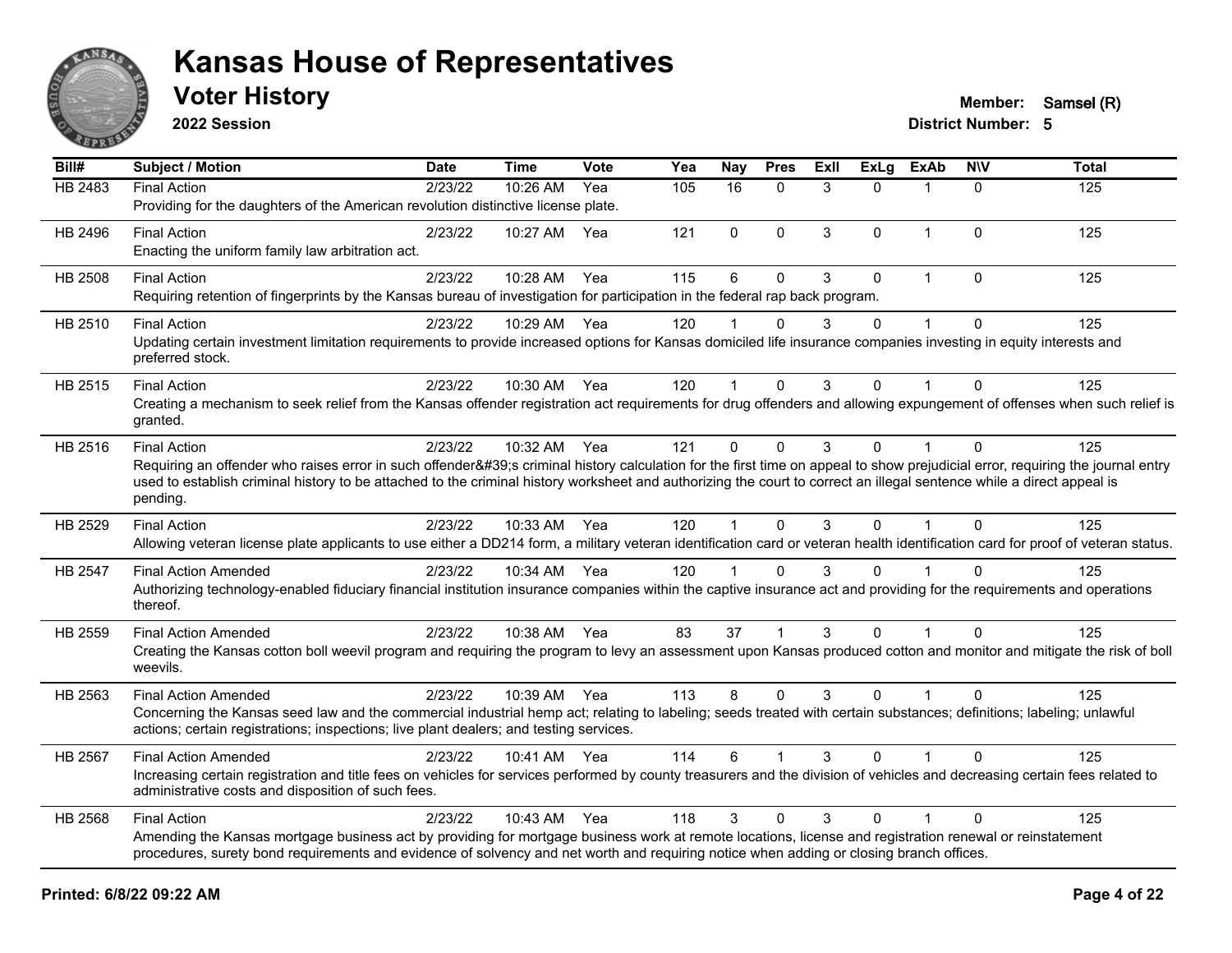# Kansas House of Representatives

## Voter History

**2022 Session**

**Member:** Samsel (R)
**District Number:** 5

| Bill# | Subject / Motion | Date | Time | Vote | Yea | Nay | Pres | ExII | ExLg | ExAb | N\V | Total |
|---|---|---|---|---|---|---|---|---|---|---|---|---|
| HB 2483 | Final Action | 2/23/22 | 10:26 AM | Yea | 105 | 16 | 0 | 3 | 0 | 1 | 0 | 125 |
| | Providing for the daughters of the American revolution distinctive license plate. | | | | | | | | | | | |
| HB 2496 | Final Action | 2/23/22 | 10:27 AM | Yea | 121 | 0 | 0 | 3 | 0 | 1 | 0 | 125 |
| | Enacting the uniform family law arbitration act. | | | | | | | | | | | |
| HB 2508 | Final Action | 2/23/22 | 10:28 AM | Yea | 115 | 6 | 0 | 3 | 0 | 1 | 0 | 125 |
| | Requiring retention of fingerprints by the Kansas bureau of investigation for participation in the federal rap back program. | | | | | | | | | | | |
| HB 2510 | Final Action | 2/23/22 | 10:29 AM | Yea | 120 | 1 | 0 | 3 | 0 | 1 | 0 | 125 |
| | Updating certain investment limitation requirements to provide increased options for Kansas domiciled life insurance companies investing in equity interests and preferred stock. | | | | | | | | | | | |
| HB 2515 | Final Action | 2/23/22 | 10:30 AM | Yea | 120 | 1 | 0 | 3 | 0 | 1 | 0 | 125 |
| | Creating a mechanism to seek relief from the Kansas offender registration act requirements for drug offenders and allowing expungement of offenses when such relief is granted. | | | | | | | | | | | |
| HB 2516 | Final Action | 2/23/22 | 10:32 AM | Yea | 121 | 0 | 0 | 3 | 0 | 1 | 0 | 125 |
| | Requiring an offender who raises error in such offender&#39;s criminal history calculation for the first time on appeal to show prejudicial error, requiring the journal entry used to establish criminal history to be attached to the criminal history worksheet and authorizing the court to correct an illegal sentence while a direct appeal is pending. | | | | | | | | | | | |
| HB 2529 | Final Action | 2/23/22 | 10:33 AM | Yea | 120 | 1 | 0 | 3 | 0 | 1 | 0 | 125 |
| | Allowing veteran license plate applicants to use either a DD214 form, a military veteran identification card or veteran health identification card for proof of veteran status. | | | | | | | | | | | |
| HB 2547 | Final Action Amended | 2/23/22 | 10:34 AM | Yea | 120 | 1 | 0 | 3 | 0 | 1 | 0 | 125 |
| | Authorizing technology-enabled fiduciary financial institution insurance companies within the captive insurance act and providing for the requirements and operations thereof. | | | | | | | | | | | |
| HB 2559 | Final Action Amended | 2/23/22 | 10:38 AM | Yea | 83 | 37 | 1 | 3 | 0 | 1 | 0 | 125 |
| | Creating the Kansas cotton boll weevil program and requiring the program to levy an assessment upon Kansas produced cotton and monitor and mitigate the risk of boll weevils. | | | | | | | | | | | |
| HB 2563 | Final Action Amended | 2/23/22 | 10:39 AM | Yea | 113 | 8 | 0 | 3 | 0 | 1 | 0 | 125 |
| | Concerning the Kansas seed law and the commercial industrial hemp act; relating to labeling; seeds treated with certain substances; definitions; labeling; unlawful actions; certain registrations; inspections; live plant dealers; and testing services. | | | | | | | | | | | |
| HB 2567 | Final Action Amended | 2/23/22 | 10:41 AM | Yea | 114 | 6 | 1 | 3 | 0 | 1 | 0 | 125 |
| | Increasing certain registration and title fees on vehicles for services performed by county treasurers and the division of vehicles and decreasing certain fees related to administrative costs and disposition of such fees. | | | | | | | | | | | |
| HB 2568 | Final Action | 2/23/22 | 10:43 AM | Yea | 118 | 3 | 0 | 3 | 0 | 1 | 0 | 125 |
| | Amending the Kansas mortgage business act by providing for mortgage business work at remote locations, license and registration renewal or reinstatement procedures, surety bond requirements and evidence of solvency and net worth and requiring notice when adding or closing branch offices. | | | | | | | | | | | |

**Printed: 6/8/22 09:22 AM**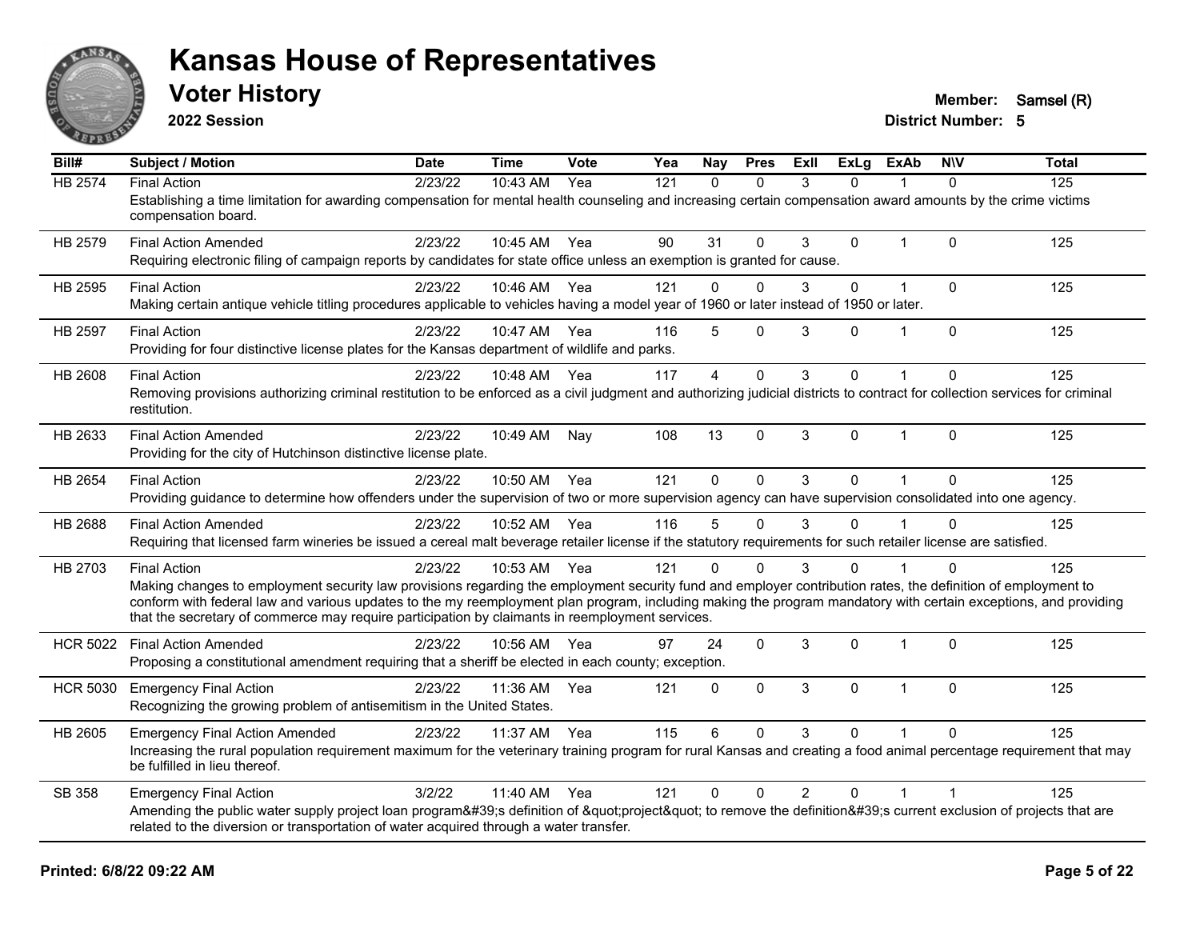# Kansas House of Representatives

## Voter History

**2022 Session**

**Member:** Samsel (R)
**District Number:** 5

| Bill# | Subject / Motion | Date | Time | Vote | Yea | Nay | Pres | ExII | ExLg | ExAb | N\V | Total |
|---|---|---|---|---|---|---|---|---|---|---|---|---|
| HB 2574 | Final Action | 2/23/22 | 10:43 AM | Yea | 121 | 0 | 0 | 3 | 0 | 1 | 0 | 125 |
| | Establishing a time limitation for awarding compensation for mental health counseling and increasing certain compensation award amounts by the crime victims compensation board. | | | | | | | | | | | |
| HB 2579 | Final Action Amended | 2/23/22 | 10:45 AM | Yea | 90 | 31 | 0 | 3 | 0 | 1 | 0 | 125 |
| | Requiring electronic filing of campaign reports by candidates for state office unless an exemption is granted for cause. | | | | | | | | | | | |
| HB 2595 | Final Action | 2/23/22 | 10:46 AM | Yea | 121 | 0 | 0 | 3 | 0 | 1 | 0 | 125 |
| | Making certain antique vehicle titling procedures applicable to vehicles having a model year of 1960 or later instead of 1950 or later. | | | | | | | | | | | |
| HB 2597 | Final Action | 2/23/22 | 10:47 AM | Yea | 116 | 5 | 0 | 3 | 0 | 1 | 0 | 125 |
| | Providing for four distinctive license plates for the Kansas department of wildlife and parks. | | | | | | | | | | | |
| HB 2608 | Final Action | 2/23/22 | 10:48 AM | Yea | 117 | 4 | 0 | 3 | 0 | 1 | 0 | 125 |
| | Removing provisions authorizing criminal restitution to be enforced as a civil judgment and authorizing judicial districts to contract for collection services for criminal restitution. | | | | | | | | | | | |
| HB 2633 | Final Action Amended | 2/23/22 | 10:49 AM | Nay | 108 | 13 | 0 | 3 | 0 | 1 | 0 | 125 |
| | Providing for the city of Hutchinson distinctive license plate. | | | | | | | | | | | |
| HB 2654 | Final Action | 2/23/22 | 10:50 AM | Yea | 121 | 0 | 0 | 3 | 0 | 1 | 0 | 125 |
| | Providing guidance to determine how offenders under the supervision of two or more supervision agency can have supervision consolidated into one agency. | | | | | | | | | | | |
| HB 2688 | Final Action Amended | 2/23/22 | 10:52 AM | Yea | 116 | 5 | 0 | 3 | 0 | 1 | 0 | 125 |
| | Requiring that licensed farm wineries be issued a cereal malt beverage retailer license if the statutory requirements for such retailer license are satisfied. | | | | | | | | | | | |
| HB 2703 | Final Action | 2/23/22 | 10:53 AM | Yea | 121 | 0 | 0 | 3 | 0 | 1 | 0 | 125 |
| | Making changes to employment security law provisions regarding the employment security fund and employer contribution rates, the definition of employment to conform with federal law and various updates to the my reemployment plan program, including making the program mandatory with certain exceptions, and providing that the secretary of commerce may require participation by claimants in reemployment services. | | | | | | | | | | | |
| HCR 5022 | Final Action Amended | 2/23/22 | 10:56 AM | Yea | 97 | 24 | 0 | 3 | 0 | 1 | 0 | 125 |
| | Proposing a constitutional amendment requiring that a sheriff be elected in each county; exception. | | | | | | | | | | | |
| HCR 5030 | Emergency Final Action | 2/23/22 | 11:36 AM | Yea | 121 | 0 | 0 | 3 | 0 | 1 | 0 | 125 |
| | Recognizing the growing problem of antisemitism in the United States. | | | | | | | | | | | |
| HB 2605 | Emergency Final Action Amended | 2/23/22 | 11:37 AM | Yea | 115 | 6 | 0 | 3 | 0 | 1 | 0 | 125 |
| | Increasing the rural population requirement maximum for the veterinary training program for rural Kansas and creating a food animal percentage requirement that may be fulfilled in lieu thereof. | | | | | | | | | | | |
| SB 358 | Emergency Final Action | 3/2/22 | 11:40 AM | Yea | 121 | 0 | 0 | 2 | 0 | 1 | 1 | 125 |
| | Amending the public water supply project loan program&#39;s definition of &quot;project&quot; to remove the definition&#39;s current exclusion of projects that are related to the diversion or transportation of water acquired through a water transfer. | | | | | | | | | | | |

**Printed: 6/8/22 09:22 AM**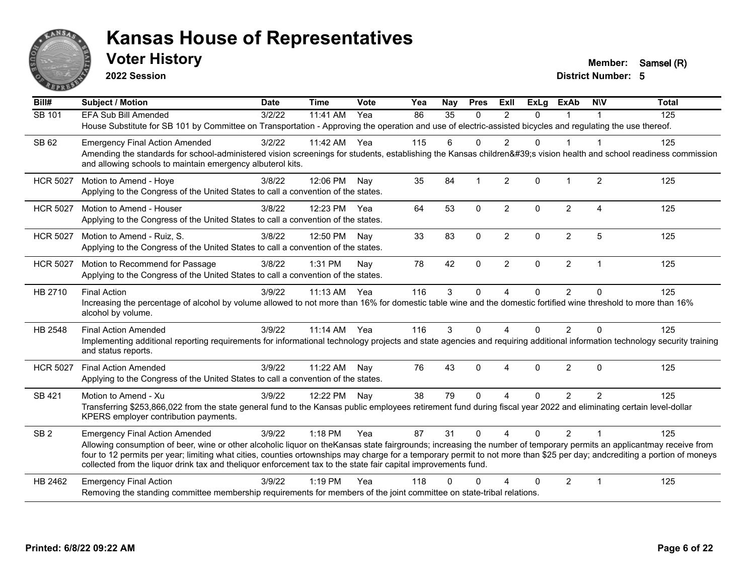# Kansas House of Representatives

## Voter History

**2022 Session**

**Member:** Samsel (R)
**District Number:** 5

| Bill# | Subject / Motion | Date | Time | Vote | Yea | Nay | Pres | ExII | ExLg | ExAb | N\V | Total |
|---|---|---|---|---|---|---|---|---|---|---|---|---|
| SB 101 | EFA Sub Bill Amended | 3/2/22 | 11:41 AM | Yea | 86 | 35 | 0 | 2 | 0 | 1 | 1 | 125 |
| | House Substitute for SB 101 by Committee on Transportation - Approving the operation and use of electric-assisted bicycles and regulating the use thereof. | | | | | | | | | | | |
| SB 62 | Emergency Final Action Amended | 3/2/22 | 11:42 AM | Yea | 115 | 6 | 0 | 2 | 0 | 1 | 1 | 125 |
| | Amending the standards for school-administered vision screenings for students, establishing the Kansas children&#39;s vision health and school readiness commission and allowing schools to maintain emergency albuterol kits. | | | | | | | | | | | |
| HCR 5027 | Motion to Amend - Hoye | 3/8/22 | 12:06 PM | Nay | 35 | 84 | 1 | 2 | 0 | 1 | 2 | 125 |
| | Applying to the Congress of the United States to call a convention of the states. | | | | | | | | | | | |
| HCR 5027 | Motion to Amend - Houser | 3/8/22 | 12:23 PM | Yea | 64 | 53 | 0 | 2 | 0 | 2 | 4 | 125 |
| | Applying to the Congress of the United States to call a convention of the states. | | | | | | | | | | | |
| HCR 5027 | Motion to Amend - Ruiz, S. | 3/8/22 | 12:50 PM | Nay | 33 | 83 | 0 | 2 | 0 | 2 | 5 | 125 |
| | Applying to the Congress of the United States to call a convention of the states. | | | | | | | | | | | |
| HCR 5027 | Motion to Recommend for Passage | 3/8/22 | 1:31 PM | Nay | 78 | 42 | 0 | 2 | 0 | 2 | 1 | 125 |
| | Applying to the Congress of the United States to call a convention of the states. | | | | | | | | | | | |
| HB 2710 | Final Action | 3/9/22 | 11:13 AM | Yea | 116 | 3 | 0 | 4 | 0 | 2 | 0 | 125 |
| | Increasing the percentage of alcohol by volume allowed to not more than 16% for domestic table wine and the domestic fortified wine threshold to more than 16% alcohol by volume. | | | | | | | | | | | |
| HB 2548 | Final Action Amended | 3/9/22 | 11:14 AM | Yea | 116 | 3 | 0 | 4 | 0 | 2 | 0 | 125 |
| | Implementing additional reporting requirements for informational technology projects and state agencies and requiring additional information technology security training and status reports. | | | | | | | | | | | |
| HCR 5027 | Final Action Amended | 3/9/22 | 11:22 AM | Nay | 76 | 43 | 0 | 4 | 0 | 2 | 0 | 125 |
| | Applying to the Congress of the United States to call a convention of the states. | | | | | | | | | | | |
| SB 421 | Motion to Amend - Xu | 3/9/22 | 12:22 PM | Nay | 38 | 79 | 0 | 4 | 0 | 2 | 2 | 125 |
| | Transferring $253,866,022 from the state general fund to the Kansas public employees retirement fund during fiscal year 2022 and eliminating certain level-dollar KPERS employer contribution payments. | | | | | | | | | | | |
| SB 2 | Emergency Final Action Amended | 3/9/22 | 1:18 PM | Yea | 87 | 31 | 0 | 4 | 0 | 2 | 1 | 125 |
| | Allowing consumption of beer, wine or other alcoholic liquor on theKansas state fairgrounds; increasing the number of temporary permits an applicantmay receive from four to 12 permits per year; limiting what cities, counties ortownships may charge for a temporary permit to not more than $25 per day; andcrediting a portion of moneys collected from the liquor drink tax and theliquor enforcement tax to the state fair capital improvements fund. | | | | | | | | | | | |
| HB 2462 | Emergency Final Action | 3/9/22 | 1:19 PM | Yea | 118 | 0 | 0 | 4 | 0 | 2 | 1 | 125 |
| | Removing the standing committee membership requirements for members of the joint committee on state-tribal relations. | | | | | | | | | | | |

**Printed: 6/8/22 09:22 AM**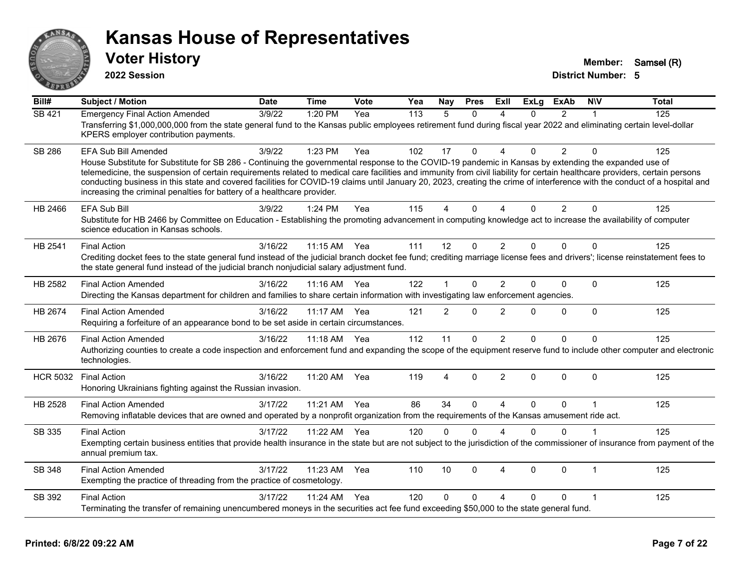# Kansas House of Representatives

## Voter History

**2022 Session**

**Member:** Samsel (R)
**District Number:** 5

| Bill# | Subject / Motion | Date | Time | Vote | Yea | Nay | Pres | ExII | ExLg | ExAb | N\V | Total |
|---|---|---|---|---|---|---|---|---|---|---|---|---|
| SB 421 | Emergency Final Action Amended | 3/9/22 | 1:20 PM | Yea | 113 | 5 | 0 | 4 | 0 | 2 | 1 | 125 |
| | Transferring $1,000,000,000 from the state general fund to the Kansas public employees retirement fund during fiscal year 2022 and eliminating certain level-dollar KPERS employer contribution payments. | | | | | | | | | | | |
| SB 286 | EFA Sub Bill Amended | 3/9/22 | 1:23 PM | Yea | 102 | 17 | 0 | 4 | 0 | 2 | 0 | 125 |
| | House Substitute for Substitute for SB 286 - Continuing the governmental response to the COVID-19 pandemic in Kansas by extending the expanded use of telemedicine, the suspension of certain requirements related to medical care facilities and immunity from civil liability for certain healthcare providers, certain persons conducting business in this state and covered facilities for COVID-19 claims until January 20, 2023, creating the crime of interference with the conduct of a hospital and increasing the criminal penalties for battery of a healthcare provider. | | | | | | | | | | | |
| HB 2466 | EFA Sub Bill | 3/9/22 | 1:24 PM | Yea | 115 | 4 | 0 | 4 | 0 | 2 | 0 | 125 |
| | Substitute for HB 2466 by Committee on Education - Establishing the promoting advancement in computing knowledge act to increase the availability of computer science education in Kansas schools. | | | | | | | | | | | |
| HB 2541 | Final Action | 3/16/22 | 11:15 AM | Yea | 111 | 12 | 0 | 2 | 0 | 0 | 0 | 125 |
| | Crediting docket fees to the state general fund instead of the judicial branch docket fee fund; crediting marriage license fees and drivers'; license reinstatement fees to the state general fund instead of the judicial branch nonjudicial salary adjustment fund. | | | | | | | | | | | |
| HB 2582 | Final Action Amended | 3/16/22 | 11:16 AM | Yea | 122 | 1 | 0 | 2 | 0 | 0 | 0 | 125 |
| | Directing the Kansas department for children and families to share certain information with investigating law enforcement agencies. | | | | | | | | | | | |
| HB 2674 | Final Action Amended | 3/16/22 | 11:17 AM | Yea | 121 | 2 | 0 | 2 | 0 | 0 | 0 | 125 |
| | Requiring a forfeiture of an appearance bond to be set aside in certain circumstances. | | | | | | | | | | | |
| HB 2676 | Final Action Amended | 3/16/22 | 11:18 AM | Yea | 112 | 11 | 0 | 2 | 0 | 0 | 0 | 125 |
| | Authorizing counties to create a code inspection and enforcement fund and expanding the scope of the equipment reserve fund to include other computer and electronic technologies. | | | | | | | | | | | |
| HCR 5032 | Final Action | 3/16/22 | 11:20 AM | Yea | 119 | 4 | 0 | 2 | 0 | 0 | 0 | 125 |
| | Honoring Ukrainians fighting against the Russian invasion. | | | | | | | | | | | |
| HB 2528 | Final Action Amended | 3/17/22 | 11:21 AM | Yea | 86 | 34 | 0 | 4 | 0 | 0 | 1 | 125 |
| | Removing inflatable devices that are owned and operated by a nonprofit organization from the requirements of the Kansas amusement ride act. | | | | | | | | | | | |
| SB 335 | Final Action | 3/17/22 | 11:22 AM | Yea | 120 | 0 | 0 | 4 | 0 | 0 | 1 | 125 |
| | Exempting certain business entities that provide health insurance in the state but are not subject to the jurisdiction of the commissioner of insurance from payment of the annual premium tax. | | | | | | | | | | | |
| SB 348 | Final Action Amended | 3/17/22 | 11:23 AM | Yea | 110 | 10 | 0 | 4 | 0 | 0 | 1 | 125 |
| | Exempting the practice of threading from the practice of cosmetology. | | | | | | | | | | | |
| SB 392 | Final Action | 3/17/22 | 11:24 AM | Yea | 120 | 0 | 0 | 4 | 0 | 0 | 1 | 125 |
| | Terminating the transfer of remaining unencumbered moneys in the securities act fee fund exceeding $50,000 to the state general fund. | | | | | | | | | | | |

Printed: 6/8/22 09:22 AM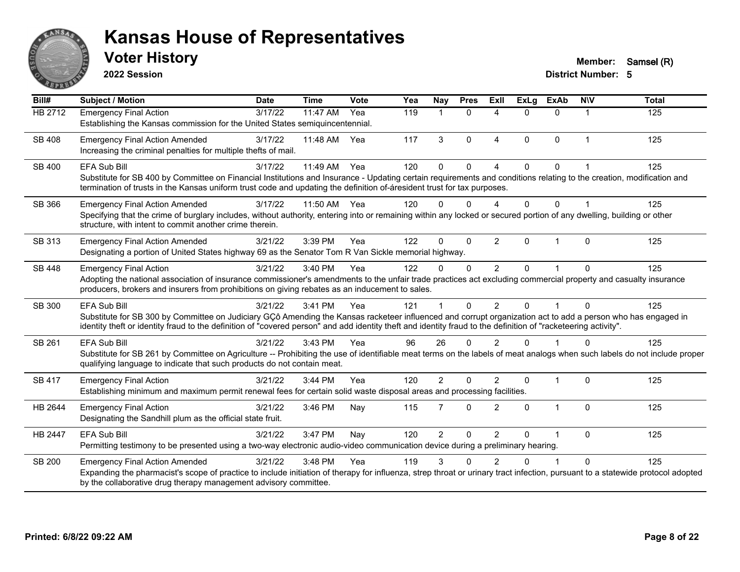# Kansas House of Representatives

## Voter History

**2022 Session**

**Member:** Samsel (R)
**District Number:** 5

| Bill# | Subject / Motion | Date | Time | Vote | Yea | Nay | Pres | ExII | ExLg | ExAb | N\V | Total |
|---|---|---|---|---|---|---|---|---|---|---|---|---|
| HB 2712 | Emergency Final Action<br>Establishing the Kansas commission for the United States semiquincentennial. | 3/17/22 | 11:47 AM | Yea | 119 | 1 | 0 | 4 | 0 | 0 | 1 | 125 |
| SB 408 | Emergency Final Action Amended<br>Increasing the criminal penalties for multiple thefts of mail. | 3/17/22 | 11:48 AM | Yea | 117 | 3 | 0 | 4 | 0 | 0 | 1 | 125 |
| SB 400 | EFA Sub Bill<br>Substitute for SB 400 by Committee on Financial Institutions and Insurance - Updating certain requirements and conditions relating to the creation, modification and termination of trusts in the Kansas uniform trust code and updating the definition of-áresident trust for tax purposes. | 3/17/22 | 11:49 AM | Yea | 120 | 0 | 0 | 4 | 0 | 0 | 1 | 125 |
| SB 366 | Emergency Final Action Amended<br>Specifying that the crime of burglary includes, without authority, entering into or remaining within any locked or secured portion of any dwelling, building or other structure, with intent to commit another crime therein. | 3/17/22 | 11:50 AM | Yea | 120 | 0 | 0 | 4 | 0 | 0 | 1 | 125 |
| SB 313 | Emergency Final Action Amended<br>Designating a portion of United States highway 69 as the Senator Tom R Van Sickle memorial highway. | 3/21/22 | 3:39 PM | Yea | 122 | 0 | 0 | 2 | 0 | 1 | 0 | 125 |
| SB 448 | Emergency Final Action<br>Adopting the national association of insurance commissioner's amendments to the unfair trade practices act excluding commercial property and casualty insurance producers, brokers and insurers from prohibitions on giving rebates as an inducement to sales. | 3/21/22 | 3:40 PM | Yea | 122 | 0 | 0 | 2 | 0 | 1 | 0 | 125 |
| SB 300 | EFA Sub Bill<br>Substitute for SB 300 by Committee on Judiciary GÇô Amending the Kansas racketeer influenced and corrupt organization act to add a person who has engaged in identity theft or identity fraud to the definition of "covered person" and add identity theft and identity fraud to the definition of "racketeering activity". | 3/21/22 | 3:41 PM | Yea | 121 | 1 | 0 | 2 | 0 | 1 | 0 | 125 |
| SB 261 | EFA Sub Bill<br>Substitute for SB 261 by Committee on Agriculture -- Prohibiting the use of identifiable meat terms on the labels of meat analogs when such labels do not include proper qualifying language to indicate that such products do not contain meat. | 3/21/22 | 3:43 PM | Yea | 96 | 26 | 0 | 2 | 0 | 1 | 0 | 125 |
| SB 417 | Emergency Final Action<br>Establishing minimum and maximum permit renewal fees for certain solid waste disposal areas and processing facilities. | 3/21/22 | 3:44 PM | Yea | 120 | 2 | 0 | 2 | 0 | 1 | 0 | 125 |
| HB 2644 | Emergency Final Action<br>Designating the Sandhill plum as the official state fruit. | 3/21/22 | 3:46 PM | Nay | 115 | 7 | 0 | 2 | 0 | 1 | 0 | 125 |
| HB 2447 | EFA Sub Bill<br>Permitting testimony to be presented using a two-way electronic audio-video communication device during a preliminary hearing. | 3/21/22 | 3:47 PM | Nay | 120 | 2 | 0 | 2 | 0 | 1 | 0 | 125 |
| SB 200 | Emergency Final Action Amended<br>Expanding the pharmacist's scope of practice to include initiation of therapy for influenza, strep throat or urinary tract infection, pursuant to a statewide protocol adopted by the collaborative drug therapy management advisory committee. | 3/21/22 | 3:48 PM | Yea | 119 | 3 | 0 | 2 | 0 | 1 | 0 | 125 |

**Printed: 6/8/22 09:22 AM**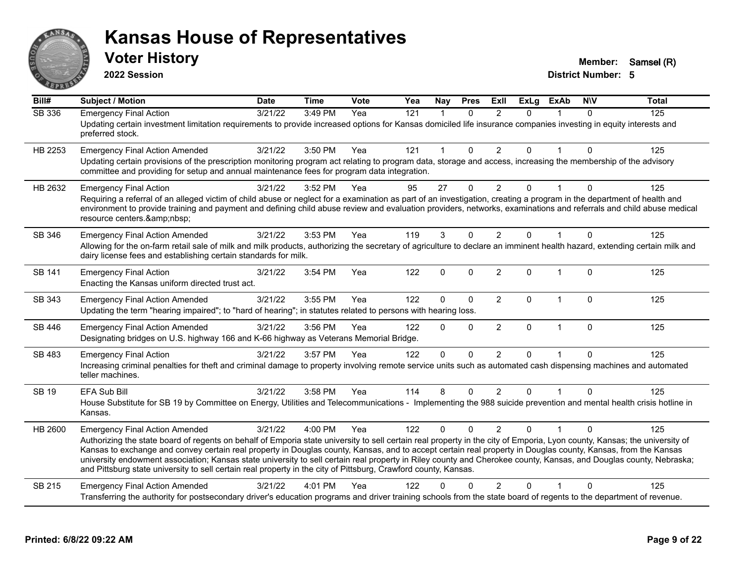# Kansas House of Representatives

## Voter History

**2022 Session**

**Member:** Samsel (R)

**District Number:** 5

| Bill# | Subject / Motion | Date | Time | Vote | Yea | Nay | Pres | ExII | ExLg | ExAb | N\V | Total |
|---|---|---|---|---|---|---|---|---|---|---|---|---|
| SB 336 | Emergency Final Action | 3/21/22 | 3:49 PM | Yea | 121 | 1 | 0 | 2 | 0 | 1 | 0 | 125 |
| | Updating certain investment limitation requirements to provide increased options for Kansas domiciled life insurance companies investing in equity interests and preferred stock. | | | | | | | | | | | |
| HB 2253 | Emergency Final Action Amended | 3/21/22 | 3:50 PM | Yea | 121 | 1 | 0 | 2 | 0 | 1 | 0 | 125 |
| | Updating certain provisions of the prescription monitoring program act relating to program data, storage and access, increasing the membership of the advisory committee and providing for setup and annual maintenance fees for program data integration. | | | | | | | | | | | |
| HB 2632 | Emergency Final Action | 3/21/22 | 3:52 PM | Yea | 95 | 27 | 0 | 2 | 0 | 1 | 0 | 125 |
| | Requiring a referral of an alleged victim of child abuse or neglect for a examination as part of an investigation, creating a program in the department of health and environment to provide training and payment and defining child abuse review and evaluation providers, networks, examinations and referrals and child abuse medical resource centers.&amp;nbsp; | | | | | | | | | | | |
| SB 346 | Emergency Final Action Amended | 3/21/22 | 3:53 PM | Yea | 119 | 3 | 0 | 2 | 0 | 1 | 0 | 125 |
| | Allowing for the on-farm retail sale of milk and milk products, authorizing the secretary of agriculture to declare an imminent health hazard, extending certain milk and dairy license fees and establishing certain standards for milk. | | | | | | | | | | | |
| SB 141 | Emergency Final Action | 3/21/22 | 3:54 PM | Yea | 122 | 0 | 0 | 2 | 0 | 1 | 0 | 125 |
| | Enacting the Kansas uniform directed trust act. | | | | | | | | | | | |
| SB 343 | Emergency Final Action Amended | 3/21/22 | 3:55 PM | Yea | 122 | 0 | 0 | 2 | 0 | 1 | 0 | 125 |
| | Updating the term "hearing impaired"; to "hard of hearing"; in statutes related to persons with hearing loss. | | | | | | | | | | | |
| SB 446 | Emergency Final Action Amended | 3/21/22 | 3:56 PM | Yea | 122 | 0 | 0 | 2 | 0 | 1 | 0 | 125 |
| | Designating bridges on U.S. highway 166 and K-66 highway as Veterans Memorial Bridge. | | | | | | | | | | | |
| SB 483 | Emergency Final Action | 3/21/22 | 3:57 PM | Yea | 122 | 0 | 0 | 2 | 0 | 1 | 0 | 125 |
| | Increasing criminal penalties for theft and criminal damage to property involving remote service units such as automated cash dispensing machines and automated teller machines. | | | | | | | | | | | |
| SB 19 | EFA Sub Bill | 3/21/22 | 3:58 PM | Yea | 114 | 8 | 0 | 2 | 0 | 1 | 0 | 125 |
| | House Substitute for SB 19 by Committee on Energy, Utilities and Telecommunications - Implementing the 988 suicide prevention and mental health crisis hotline in Kansas. | | | | | | | | | | | |
| HB 2600 | Emergency Final Action Amended | 3/21/22 | 4:00 PM | Yea | 122 | 0 | 0 | 2 | 0 | 1 | 0 | 125 |
| | Authorizing the state board of regents on behalf of Emporia state university to sell certain real property in the city of Emporia, Lyon county, Kansas; the university of Kansas to exchange and convey certain real property in Douglas county, Kansas, and to accept certain real property in Douglas county, Kansas, from the Kansas university endowment association; Kansas state university to sell certain real property in Riley county and Cherokee county, Kansas, and Douglas county, Nebraska; and Pittsburg state university to sell certain real property in the city of Pittsburg, Crawford county, Kansas. | | | | | | | | | | | |
| SB 215 | Emergency Final Action Amended | 3/21/22 | 4:01 PM | Yea | 122 | 0 | 0 | 2 | 0 | 1 | 0 | 125 |
| | Transferring the authority for postsecondary driver's education programs and driver training schools from the state board of regents to the department of revenue. | | | | | | | | | | | |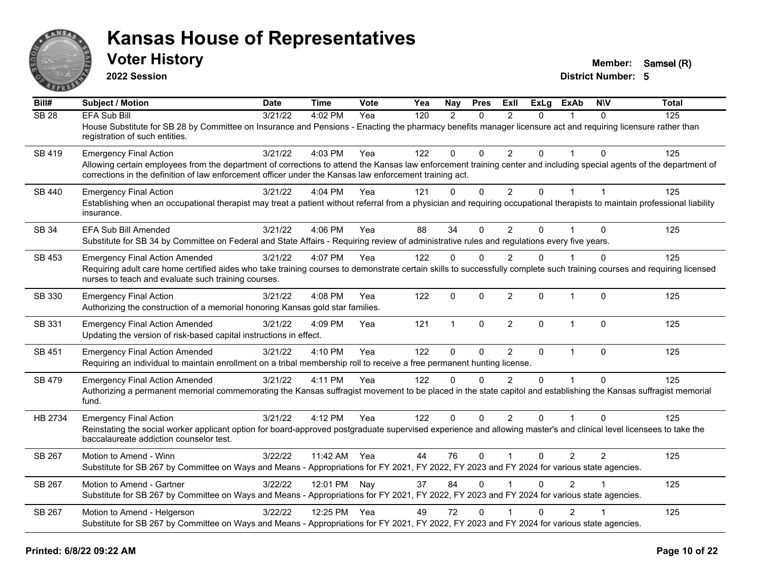# Kansas House of Representatives

## Voter History

**2022 Session**

**Member:** Samsel (R)
**District Number:** 5

| Bill# | Subject / Motion | Date | Time | Vote | Yea | Nay | Pres | ExII | ExLg | ExAb | N\V | Total |
|---|---|---|---|---|---|---|---|---|---|---|---|---|
| SB 28 | EFA Sub Bill | 3/21/22 | 4:02 PM | Yea | 120 | 2 | 0 | 2 | 0 | 1 | 0 | 125 |
| | House Substitute for SB 28 by Committee on Insurance and Pensions - Enacting the pharmacy benefits manager licensure act and requiring licensure rather than registration of such entities. | | | | | | | | | | | |
| SB 419 | Emergency Final Action | 3/21/22 | 4:03 PM | Yea | 122 | 0 | 0 | 2 | 0 | 1 | 0 | 125 |
| | Allowing certain employees from the department of corrections to attend the Kansas law enforcement training center and including special agents of the department of corrections in the definition of law enforcement officer under the Kansas law enforcement training act. | | | | | | | | | | | |
| SB 440 | Emergency Final Action | 3/21/22 | 4:04 PM | Yea | 121 | 0 | 0 | 2 | 0 | 1 | 1 | 125 |
| | Establishing when an occupational therapist may treat a patient without referral from a physician and requiring occupational therapists to maintain professional liability insurance. | | | | | | | | | | | |
| SB 34 | EFA Sub Bill Amended | 3/21/22 | 4:06 PM | Yea | 88 | 34 | 0 | 2 | 0 | 1 | 0 | 125 |
| | Substitute for SB 34 by Committee on Federal and State Affairs - Requiring review of administrative rules and regulations every five years. | | | | | | | | | | | |
| SB 453 | Emergency Final Action Amended | 3/21/22 | 4:07 PM | Yea | 122 | 0 | 0 | 2 | 0 | 1 | 0 | 125 |
| | Requiring adult care home certified aides who take training courses to demonstrate certain skills to successfully complete such training courses and requiring licensed nurses to teach and evaluate such training courses. | | | | | | | | | | | |
| SB 330 | Emergency Final Action | 3/21/22 | 4:08 PM | Yea | 122 | 0 | 0 | 2 | 0 | 1 | 0 | 125 |
| | Authorizing the construction of a memorial honoring Kansas gold star families. | | | | | | | | | | | |
| SB 331 | Emergency Final Action Amended | 3/21/22 | 4:09 PM | Yea | 121 | 1 | 0 | 2 | 0 | 1 | 0 | 125 |
| | Updating the version of risk-based capital instructions in effect. | | | | | | | | | | | |
| SB 451 | Emergency Final Action Amended | 3/21/22 | 4:10 PM | Yea | 122 | 0 | 0 | 2 | 0 | 1 | 0 | 125 |
| | Requiring an individual to maintain enrollment on a tribal membership roll to receive a free permanent hunting license. | | | | | | | | | | | |
| SB 479 | Emergency Final Action Amended | 3/21/22 | 4:11 PM | Yea | 122 | 0 | 0 | 2 | 0 | 1 | 0 | 125 |
| | Authorizing a permanent memorial commemorating the Kansas suffragist movement to be placed in the state capitol and establishing the Kansas suffragist memorial fund. | | | | | | | | | | | |
| HB 2734 | Emergency Final Action | 3/21/22 | 4:12 PM | Yea | 122 | 0 | 0 | 2 | 0 | 1 | 0 | 125 |
| | Reinstating the social worker applicant option for board-approved postgraduate supervised experience and allowing master's and clinical level licensees to take the baccalaureate addiction counselor test. | | | | | | | | | | | |
| SB 267 | Motion to Amend - Winn | 3/22/22 | 11:42 AM | Yea | 44 | 76 | 0 | 1 | 0 | 2 | 2 | 125 |
| | Substitute for SB 267 by Committee on Ways and Means - Appropriations for FY 2021, FY 2022, FY 2023 and FY 2024 for various state agencies. | | | | | | | | | | | |
| SB 267 | Motion to Amend - Gartner | 3/22/22 | 12:01 PM | Nay | 37 | 84 | 0 | 1 | 0 | 2 | 1 | 125 |
| | Substitute for SB 267 by Committee on Ways and Means - Appropriations for FY 2021, FY 2022, FY 2023 and FY 2024 for various state agencies. | | | | | | | | | | | |
| SB 267 | Motion to Amend - Helgerson | 3/22/22 | 12:25 PM | Yea | 49 | 72 | 0 | 1 | 0 | 2 | 1 | 125 |
| | Substitute for SB 267 by Committee on Ways and Means - Appropriations for FY 2021, FY 2022, FY 2023 and FY 2024 for various state agencies. | | | | | | | | | | | |

**Printed: 6/8/22 09:22 AM**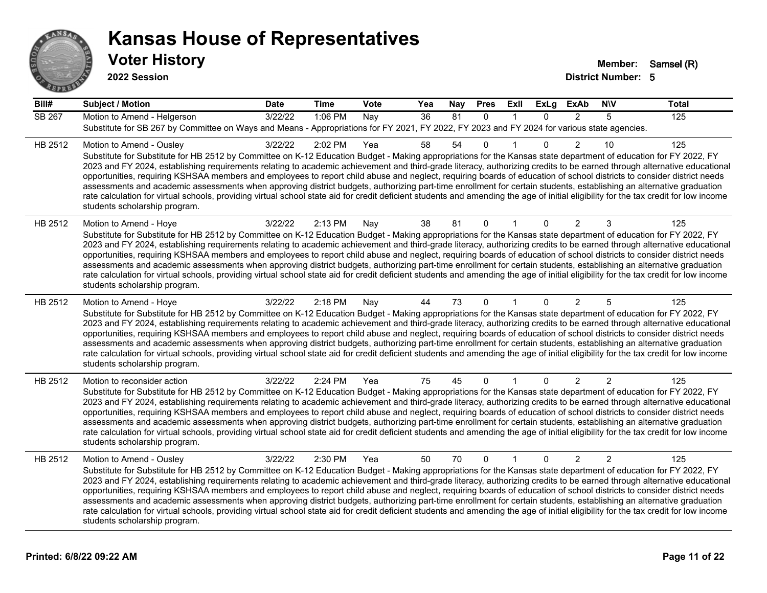# Kansas House of Representatives

## Voter History

**2022 Session**

**Member:** Samsel (R)
**District Number:** 5

| Bill# | Subject / Motion | Date | Time | Vote | Yea | Nay | Pres | ExII | ExLg | ExAb | N\V | Total |
|---|---|---|---|---|---|---|---|---|---|---|---|---|
| SB 267 | Motion to Amend - Helgerson | 3/22/22 | 1:06 PM | Nay | 36 | 81 | 0 | 1 | 0 | 2 | 5 | 125 |
| | Substitute for SB 267 by Committee on Ways and Means - Appropriations for FY 2021, FY 2022, FY 2023 and FY 2024 for various state agencies. | | | | | | | | | | | |
| HB 2512 | Motion to Amend - Ousley | 3/22/22 | 2:02 PM | Yea | 58 | 54 | 0 | 1 | 0 | 2 | 10 | 125 |
| | Substitute for Substitute for HB 2512 by Committee on K-12 Education Budget - Making appropriations for the Kansas state department of education for FY 2022, FY 2023 and FY 2024, establishing requirements relating to academic achievement and third-grade literacy, authorizing credits to be earned through alternative educational opportunities, requiring KSHSAA members and employees to report child abuse and neglect, requiring boards of education of school districts to consider district needs assessments and academic assessments when approving district budgets, authorizing part-time enrollment for certain students, establishing an alternative graduation rate calculation for virtual schools, providing virtual school state aid for credit deficient students and amending the age of initial eligibility for the tax credit for low income students scholarship program. | | | | | | | | | | | |
| HB 2512 | Motion to Amend - Hoye | 3/22/22 | 2:13 PM | Nay | 38 | 81 | 0 | 1 | 0 | 2 | 3 | 125 |
| | Substitute for Substitute for HB 2512 by Committee on K-12 Education Budget - Making appropriations for the Kansas state department of education for FY 2022, FY 2023 and FY 2024, establishing requirements relating to academic achievement and third-grade literacy, authorizing credits to be earned through alternative educational opportunities, requiring KSHSAA members and employees to report child abuse and neglect, requiring boards of education of school districts to consider district needs assessments and academic assessments when approving district budgets, authorizing part-time enrollment for certain students, establishing an alternative graduation rate calculation for virtual schools, providing virtual school state aid for credit deficient students and amending the age of initial eligibility for the tax credit for low income students scholarship program. | | | | | | | | | | | |
| HB 2512 | Motion to Amend - Hoye | 3/22/22 | 2:18 PM | Nay | 44 | 73 | 0 | 1 | 0 | 2 | 5 | 125 |
| | Substitute for Substitute for HB 2512 by Committee on K-12 Education Budget - Making appropriations for the Kansas state department of education for FY 2022, FY 2023 and FY 2024, establishing requirements relating to academic achievement and third-grade literacy, authorizing credits to be earned through alternative educational opportunities, requiring KSHSAA members and employees to report child abuse and neglect, requiring boards of education of school districts to consider district needs assessments and academic assessments when approving district budgets, authorizing part-time enrollment for certain students, establishing an alternative graduation rate calculation for virtual schools, providing virtual school state aid for credit deficient students and amending the age of initial eligibility for the tax credit for low income students scholarship program. | | | | | | | | | | | |
| HB 2512 | Motion to reconsider action | 3/22/22 | 2:24 PM | Yea | 75 | 45 | 0 | 1 | 0 | 2 | 2 | 125 |
| | Substitute for Substitute for HB 2512 by Committee on K-12 Education Budget - Making appropriations for the Kansas state department of education for FY 2022, FY 2023 and FY 2024, establishing requirements relating to academic achievement and third-grade literacy, authorizing credits to be earned through alternative educational opportunities, requiring KSHSAA members and employees to report child abuse and neglect, requiring boards of education of school districts to consider district needs assessments and academic assessments when approving district budgets, authorizing part-time enrollment for certain students, establishing an alternative graduation rate calculation for virtual schools, providing virtual school state aid for credit deficient students and amending the age of initial eligibility for the tax credit for low income students scholarship program. | | | | | | | | | | | |
| HB 2512 | Motion to Amend - Ousley | 3/22/22 | 2:30 PM | Yea | 50 | 70 | 0 | 1 | 0 | 2 | 2 | 125 |
| | Substitute for Substitute for HB 2512 by Committee on K-12 Education Budget - Making appropriations for the Kansas state department of education for FY 2022, FY 2023 and FY 2024, establishing requirements relating to academic achievement and third-grade literacy, authorizing credits to be earned through alternative educational opportunities, requiring KSHSAA members and employees to report child abuse and neglect, requiring boards of education of school districts to consider district needs assessments and academic assessments when approving district budgets, authorizing part-time enrollment for certain students, establishing an alternative graduation rate calculation for virtual schools, providing virtual school state aid for credit deficient students and amending the age of initial eligibility for the tax credit for low income students scholarship program. | | | | | | | | | | | |

**Printed: 6/8/22 09:22 AM**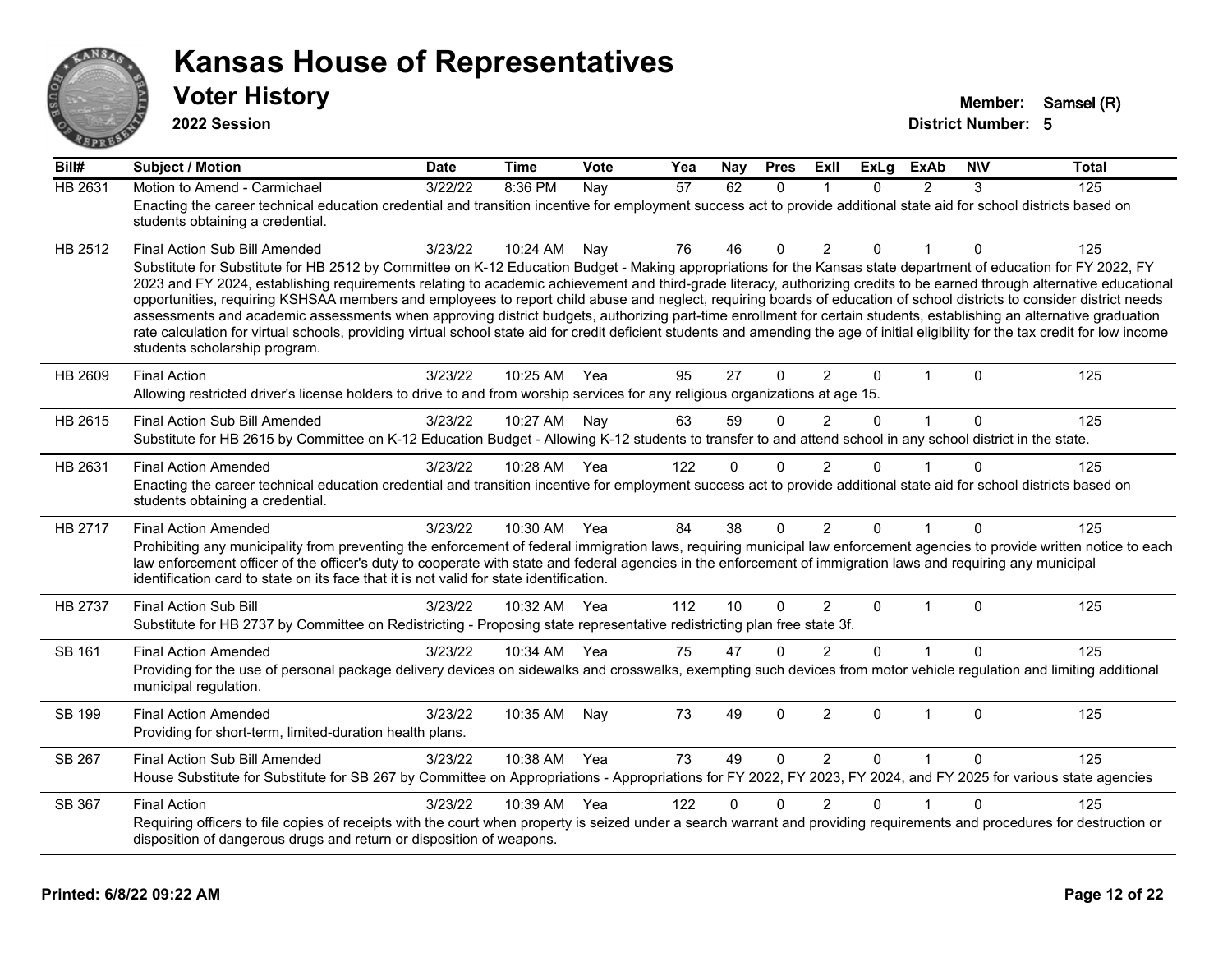# Kansas House of Representatives

## Voter History

**2022 Session**

**Member:** Samsel (R)
**District Number:** 5

| Bill# | Subject / Motion | Date | Time | Vote | Yea | Nay | Pres | ExII | ExLg | ExAb | N\V | Total |
|---|---|---|---|---|---|---|---|---|---|---|---|---|
| HB 2631 | Motion to Amend - Carmichael | 3/22/22 | 8:36 PM | Nay | 57 | 62 | 0 | 1 | 0 | 2 | 3 | 125 |
| | Enacting the career technical education credential and transition incentive for employment success act to provide additional state aid for school districts based on students obtaining a credential. | | | | | | | | | | | |
| HB 2512 | Final Action Sub Bill Amended | 3/23/22 | 10:24 AM | Nay | 76 | 46 | 0 | 2 | 0 | 1 | 0 | 125 |
| | Substitute for Substitute for HB 2512 by Committee on K-12 Education Budget - Making appropriations for the Kansas state department of education for FY 2022, FY 2023 and FY 2024, establishing requirements relating to academic achievement and third-grade literacy, authorizing credits to be earned through alternative educational opportunities, requiring KSHSAA members and employees to report child abuse and neglect, requiring boards of education of school districts to consider district needs assessments and academic assessments when approving district budgets, authorizing part-time enrollment for certain students, establishing an alternative graduation rate calculation for virtual schools, providing virtual school state aid for credit deficient students and amending the age of initial eligibility for the tax credit for low income students scholarship program. | | | | | | | | | | | |
| HB 2609 | Final Action | 3/23/22 | 10:25 AM | Yea | 95 | 27 | 0 | 2 | 0 | 1 | 0 | 125 |
| | Allowing restricted driver's license holders to drive to and from worship services for any religious organizations at age 15. | | | | | | | | | | | |
| HB 2615 | Final Action Sub Bill Amended | 3/23/22 | 10:27 AM | Nay | 63 | 59 | 0 | 2 | 0 | 1 | 0 | 125 |
| | Substitute for HB 2615 by Committee on K-12 Education Budget - Allowing K-12 students to transfer to and attend school in any school district in the state. | | | | | | | | | | | |
| HB 2631 | Final Action Amended | 3/23/22 | 10:28 AM | Yea | 122 | 0 | 0 | 2 | 0 | 1 | 0 | 125 |
| | Enacting the career technical education credential and transition incentive for employment success act to provide additional state aid for school districts based on students obtaining a credential. | | | | | | | | | | | |
| HB 2717 | Final Action Amended | 3/23/22 | 10:30 AM | Yea | 84 | 38 | 0 | 2 | 0 | 1 | 0 | 125 |
| | Prohibiting any municipality from preventing the enforcement of federal immigration laws, requiring municipal law enforcement agencies to provide written notice to each law enforcement officer of the officer's duty to cooperate with state and federal agencies in the enforcement of immigration laws and requiring any municipal identification card to state on its face that it is not valid for state identification. | | | | | | | | | | | |
| HB 2737 | Final Action Sub Bill | 3/23/22 | 10:32 AM | Yea | 112 | 10 | 0 | 2 | 0 | 1 | 0 | 125 |
| | Substitute for HB 2737 by Committee on Redistricting - Proposing state representative redistricting plan free state 3f. | | | | | | | | | | | |
| SB 161 | Final Action Amended | 3/23/22 | 10:34 AM | Yea | 75 | 47 | 0 | 2 | 0 | 1 | 0 | 125 |
| | Providing for the use of personal package delivery devices on sidewalks and crosswalks, exempting such devices from motor vehicle regulation and limiting additional municipal regulation. | | | | | | | | | | | |
| SB 199 | Final Action Amended | 3/23/22 | 10:35 AM | Nay | 73 | 49 | 0 | 2 | 0 | 1 | 0 | 125 |
| | Providing for short-term, limited-duration health plans. | | | | | | | | | | | |
| SB 267 | Final Action Sub Bill Amended | 3/23/22 | 10:38 AM | Yea | 73 | 49 | 0 | 2 | 0 | 1 | 0 | 125 |
| | House Substitute for Substitute for SB 267 by Committee on Appropriations - Appropriations for FY 2022, FY 2023, FY 2024, and FY 2025 for various state agencies | | | | | | | | | | | |
| SB 367 | Final Action | 3/23/22 | 10:39 AM | Yea | 122 | 0 | 0 | 2 | 0 | 1 | 0 | 125 |
| | Requiring officers to file copies of receipts with the court when property is seized under a search warrant and providing requirements and procedures for destruction or disposition of dangerous drugs and return or disposition of weapons. | | | | | | | | | | | |

**Printed: 6/8/22 09:22 AM**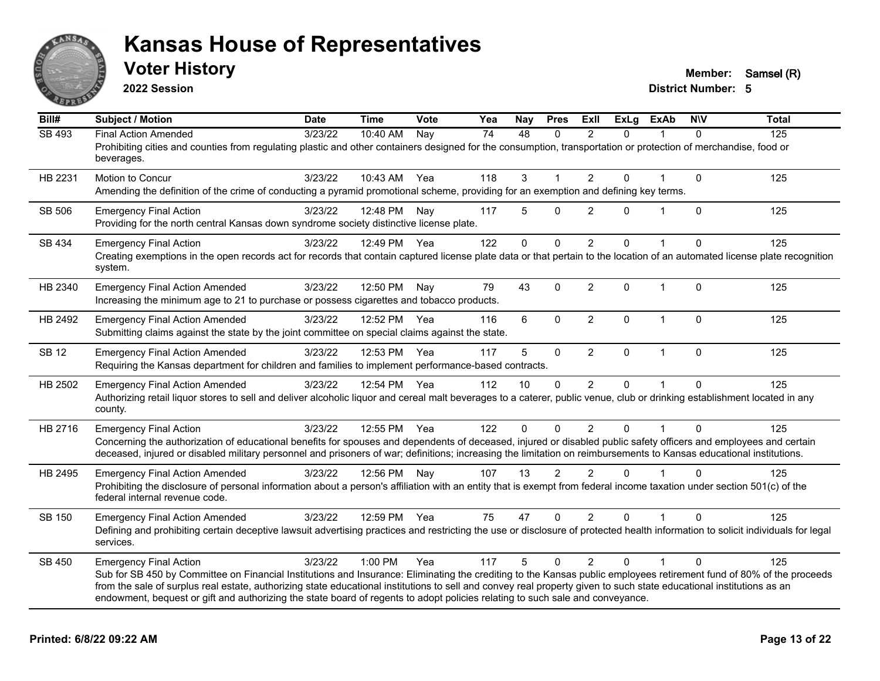# Kansas House of Representatives

## Voter History

**2022 Session**

**Member:** Samsel (R)
**District Number:** 5

| Bill# | Subject / Motion | Date | Time | Vote | Yea | Nay | Pres | ExII | ExLg | ExAb | N\V | Total |
|---|---|---|---|---|---|---|---|---|---|---|---|---|
| SB 493 | Final Action Amended | 3/23/22 | 10:40 AM | Nay | 74 | 48 | 0 | 2 | 0 | 1 | 0 | 125 |
| | Prohibiting cities and counties from regulating plastic and other containers designed for the consumption, transportation or protection of merchandise, food or beverages. | | | | | | | | | | | |
| HB 2231 | Motion to Concur | 3/23/22 | 10:43 AM | Yea | 118 | 3 | 1 | 2 | 0 | 1 | 0 | 125 |
| | Amending the definition of the crime of conducting a pyramid promotional scheme, providing for an exemption and defining key terms. | | | | | | | | | | | |
| SB 506 | Emergency Final Action | 3/23/22 | 12:48 PM | Nay | 117 | 5 | 0 | 2 | 0 | 1 | 0 | 125 |
| | Providing for the north central Kansas down syndrome society distinctive license plate. | | | | | | | | | | | |
| SB 434 | Emergency Final Action | 3/23/22 | 12:49 PM | Yea | 122 | 0 | 0 | 2 | 0 | 1 | 0 | 125 |
| | Creating exemptions in the open records act for records that contain captured license plate data or that pertain to the location of an automated license plate recognition system. | | | | | | | | | | | |
| HB 2340 | Emergency Final Action Amended | 3/23/22 | 12:50 PM | Nay | 79 | 43 | 0 | 2 | 0 | 1 | 0 | 125 |
| | Increasing the minimum age to 21 to purchase or possess cigarettes and tobacco products. | | | | | | | | | | | |
| HB 2492 | Emergency Final Action Amended | 3/23/22 | 12:52 PM | Yea | 116 | 6 | 0 | 2 | 0 | 1 | 0 | 125 |
| | Submitting claims against the state by the joint committee on special claims against the state. | | | | | | | | | | | |
| SB 12 | Emergency Final Action Amended | 3/23/22 | 12:53 PM | Yea | 117 | 5 | 0 | 2 | 0 | 1 | 0 | 125 |
| | Requiring the Kansas department for children and families to implement performance-based contracts. | | | | | | | | | | | |
| HB 2502 | Emergency Final Action Amended | 3/23/22 | 12:54 PM | Yea | 112 | 10 | 0 | 2 | 0 | 1 | 0 | 125 |
| | Authorizing retail liquor stores to sell and deliver alcoholic liquor and cereal malt beverages to a caterer, public venue, club or drinking establishment located in any county. | | | | | | | | | | | |
| HB 2716 | Emergency Final Action | 3/23/22 | 12:55 PM | Yea | 122 | 0 | 0 | 2 | 0 | 1 | 0 | 125 |
| | Concerning the authorization of educational benefits for spouses and dependents of deceased, injured or disabled public safety officers and employees and certain deceased, injured or disabled military personnel and prisoners of war; definitions; increasing the limitation on reimbursements to Kansas educational institutions. | | | | | | | | | | | |
| HB 2495 | Emergency Final Action Amended | 3/23/22 | 12:56 PM | Nay | 107 | 13 | 2 | 2 | 0 | 1 | 0 | 125 |
| | Prohibiting the disclosure of personal information about a person's affiliation with an entity that is exempt from federal income taxation under section 501(c) of the federal internal revenue code. | | | | | | | | | | | |
| SB 150 | Emergency Final Action Amended | 3/23/22 | 12:59 PM | Yea | 75 | 47 | 0 | 2 | 0 | 1 | 0 | 125 |
| | Defining and prohibiting certain deceptive lawsuit advertising practices and restricting the use or disclosure of protected health information to solicit individuals for legal services. | | | | | | | | | | | |
| SB 450 | Emergency Final Action | 3/23/22 | 1:00 PM | Yea | 117 | 5 | 0 | 2 | 0 | 1 | 0 | 125 |
| | Sub for SB 450 by Committee on Financial Institutions and Insurance: Eliminating the crediting to the Kansas public employees retirement fund of 80% of the proceeds from the sale of surplus real estate, authorizing state educational institutions to sell and convey real property given to such state educational institutions as an endowment, bequest or gift and authorizing the state board of regents to adopt policies relating to such sale and conveyance. | | | | | | | | | | | |

**Printed: 6/8/22 09:22 AM**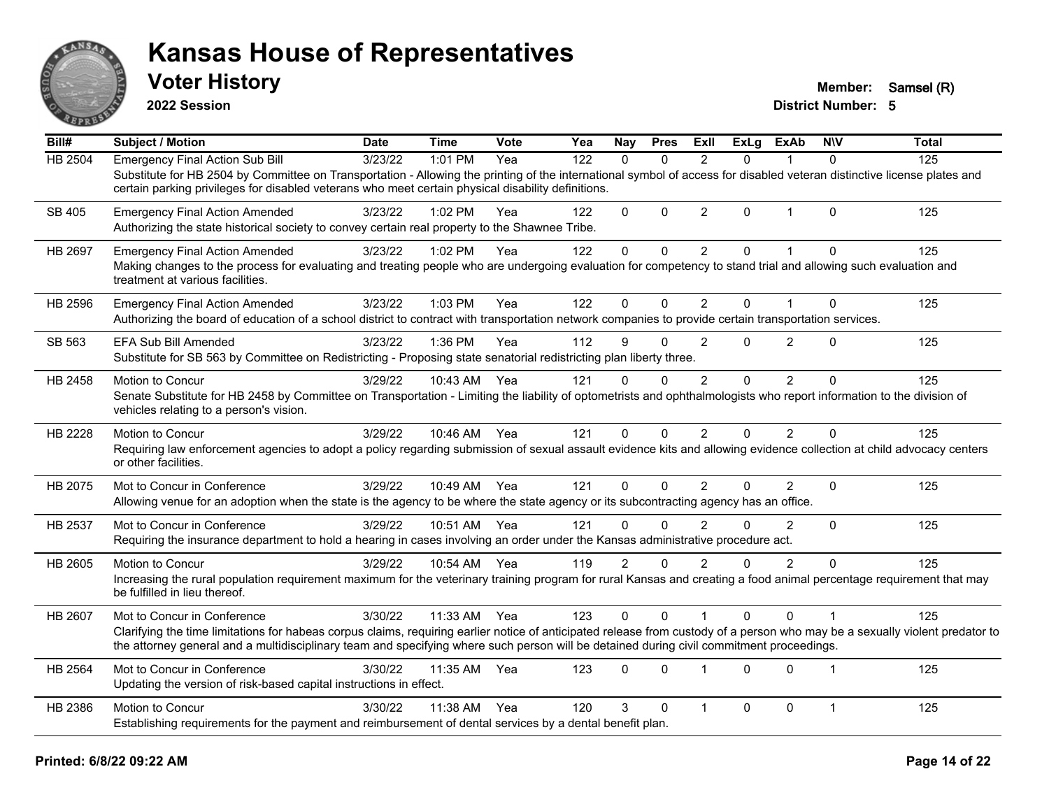# Kansas House of Representatives

## Voter History

**2022 Session**

**Member:** Samsel (R)
**District Number:** 5

| Bill# | Subject / Motion | Date | Time | Vote | Yea | Nay | Pres | ExII | ExLg | ExAb | N\V | Total |
|---|---|---|---|---|---|---|---|---|---|---|---|---|
| HB 2504 | Emergency Final Action Sub Bill | 3/23/22 | 1:01 PM | Yea | 122 | 0 | 0 | 2 | 0 | 1 | 0 | 125 |
| | Substitute for HB 2504 by Committee on Transportation - Allowing the printing of the international symbol of access for disabled veteran distinctive license plates and certain parking privileges for disabled veterans who meet certain physical disability definitions. | | | | | | | | | | | |
| SB 405 | Emergency Final Action Amended | 3/23/22 | 1:02 PM | Yea | 122 | 0 | 0 | 2 | 0 | 1 | 0 | 125 |
| | Authorizing the state historical society to convey certain real property to the Shawnee Tribe. | | | | | | | | | | | |
| HB 2697 | Emergency Final Action Amended | 3/23/22 | 1:02 PM | Yea | 122 | 0 | 0 | 2 | 0 | 1 | 0 | 125 |
| | Making changes to the process for evaluating and treating people who are undergoing evaluation for competency to stand trial and allowing such evaluation and treatment at various facilities. | | | | | | | | | | | |
| HB 2596 | Emergency Final Action Amended | 3/23/22 | 1:03 PM | Yea | 122 | 0 | 0 | 2 | 0 | 1 | 0 | 125 |
| | Authorizing the board of education of a school district to contract with transportation network companies to provide certain transportation services. | | | | | | | | | | | |
| SB 563 | EFA Sub Bill Amended | 3/23/22 | 1:36 PM | Yea | 112 | 9 | 0 | 2 | 0 | 2 | 0 | 125 |
| | Substitute for SB 563 by Committee on Redistricting - Proposing state senatorial redistricting plan liberty three. | | | | | | | | | | | |
| HB 2458 | Motion to Concur | 3/29/22 | 10:43 AM | Yea | 121 | 0 | 0 | 2 | 0 | 2 | 0 | 125 |
| | Senate Substitute for HB 2458 by Committee on Transportation - Limiting the liability of optometrists and ophthalmologists who report information to the division of vehicles relating to a person's vision. | | | | | | | | | | | |
| HB 2228 | Motion to Concur | 3/29/22 | 10:46 AM | Yea | 121 | 0 | 0 | 2 | 0 | 2 | 0 | 125 |
| | Requiring law enforcement agencies to adopt a policy regarding submission of sexual assault evidence kits and allowing evidence collection at child advocacy centers or other facilities. | | | | | | | | | | | |
| HB 2075 | Mot to Concur in Conference | 3/29/22 | 10:49 AM | Yea | 121 | 0 | 0 | 2 | 0 | 2 | 0 | 125 |
| | Allowing venue for an adoption when the state is the agency to be where the state agency or its subcontracting agency has an office. | | | | | | | | | | | |
| HB 2537 | Mot to Concur in Conference | 3/29/22 | 10:51 AM | Yea | 121 | 0 | 0 | 2 | 0 | 2 | 0 | 125 |
| | Requiring the insurance department to hold a hearing in cases involving an order under the Kansas administrative procedure act. | | | | | | | | | | | |
| HB 2605 | Motion to Concur | 3/29/22 | 10:54 AM | Yea | 119 | 2 | 0 | 2 | 0 | 2 | 0 | 125 |
| | Increasing the rural population requirement maximum for the veterinary training program for rural Kansas and creating a food animal percentage requirement that may be fulfilled in lieu thereof. | | | | | | | | | | | |
| HB 2607 | Mot to Concur in Conference | 3/30/22 | 11:33 AM | Yea | 123 | 0 | 0 | 1 | 0 | 0 | 1 | 125 |
| | Clarifying the time limitations for habeas corpus claims, requiring earlier notice of anticipated release from custody of a person who may be a sexually violent predator to the attorney general and a multidisciplinary team and specifying where such person will be detained during civil commitment proceedings. | | | | | | | | | | | |
| HB 2564 | Mot to Concur in Conference | 3/30/22 | 11:35 AM | Yea | 123 | 0 | 0 | 1 | 0 | 0 | 1 | 125 |
| | Updating the version of risk-based capital instructions in effect. | | | | | | | | | | | |
| HB 2386 | Motion to Concur | 3/30/22 | 11:38 AM | Yea | 120 | 3 | 0 | 1 | 0 | 0 | 1 | 125 |
| | Establishing requirements for the payment and reimbursement of dental services by a dental benefit plan. | | | | | | | | | | | |

Printed: 6/8/22 09:22 AM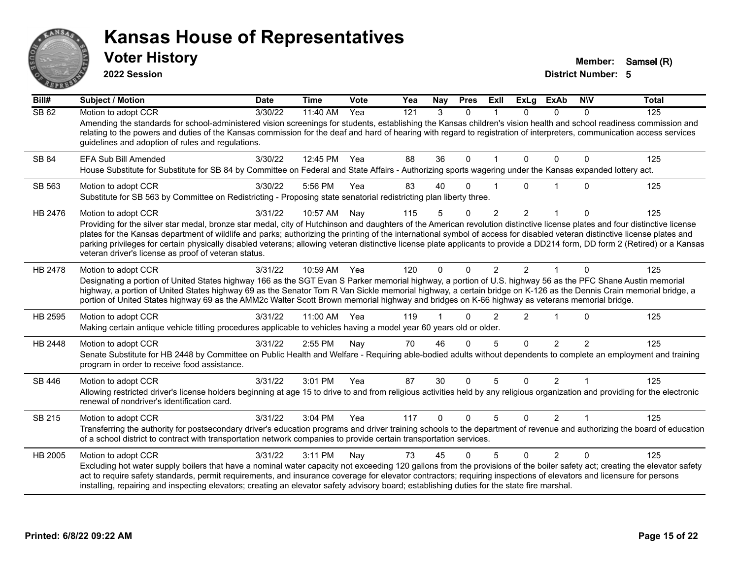# Kansas House of Representatives

## Voter History

**2022 Session**

**Member:** Samsel (R)
**District Number:** 5

| Bill# | Subject / Motion | Date | Time | Vote | Yea | Nay | Pres | ExII | ExLg | ExAb | N\V | Total |
|---|---|---|---|---|---|---|---|---|---|---|---|---|
| SB 62 | Motion to adopt CCR | 3/30/22 | 11:40 AM | Yea | 121 | 3 | 0 | 1 | 0 | 0 | 0 | 125 |
| | Amending the standards for school-administered vision screenings for students, establishing the Kansas children's vision health and school readiness commission and relating to the powers and duties of the Kansas commission for the deaf and hard of hearing with regard to registration of interpreters, communication access services guidelines and adoption of rules and regulations. | | | | | | | | | | | |
| SB 84 | EFA Sub Bill Amended | 3/30/22 | 12:45 PM | Yea | 88 | 36 | 0 | 1 | 0 | 0 | 0 | 125 |
| | House Substitute for Substitute for SB 84 by Committee on Federal and State Affairs - Authorizing sports wagering under the Kansas expanded lottery act. | | | | | | | | | | | |
| SB 563 | Motion to adopt CCR | 3/30/22 | 5:56 PM | Yea | 83 | 40 | 0 | 1 | 0 | 1 | 0 | 125 |
| | Substitute for SB 563 by Committee on Redistricting - Proposing state senatorial redistricting plan liberty three. | | | | | | | | | | | |
| HB 2476 | Motion to adopt CCR | 3/31/22 | 10:57 AM | Nay | 115 | 5 | 0 | 2 | 2 | 1 | 0 | 125 |
| | Providing for the silver star medal, bronze star medal, city of Hutchinson and daughters of the American revolution distinctive license plates and four distinctive license plates for the Kansas department of wildlife and parks; authorizing the printing of the international symbol of access for disabled veteran distinctive license plates and parking privileges for certain physically disabled veterans; allowing veteran distinctive license plate applicants to provide a DD214 form, DD form 2 (Retired) or a Kansas veteran driver's license as proof of veteran status. | | | | | | | | | | | |
| HB 2478 | Motion to adopt CCR | 3/31/22 | 10:59 AM | Yea | 120 | 0 | 0 | 2 | 2 | 1 | 0 | 125 |
| | Designating a portion of United States highway 166 as the SGT Evan S Parker memorial highway, a portion of U.S. highway 56 as the PFC Shane Austin memorial highway, a portion of United States highway 69 as the Senator Tom R Van Sickle memorial highway, a certain bridge on K-126 as the Dennis Crain memorial bridge, a portion of United States highway 69 as the AMM2c Walter Scott Brown memorial highway and bridges on K-66 highway as veterans memorial bridge. | | | | | | | | | | | |
| HB 2595 | Motion to adopt CCR | 3/31/22 | 11:00 AM | Yea | 119 | 1 | 0 | 2 | 2 | 1 | 0 | 125 |
| | Making certain antique vehicle titling procedures applicable to vehicles having a model year 60 years old or older. | | | | | | | | | | | |
| HB 2448 | Motion to adopt CCR | 3/31/22 | 2:55 PM | Nay | 70 | 46 | 0 | 5 | 0 | 2 | 2 | 125 |
| | Senate Substitute for HB 2448 by Committee on Public Health and Welfare - Requiring able-bodied adults without dependents to complete an employment and training program in order to receive food assistance. | | | | | | | | | | | |
| SB 446 | Motion to adopt CCR | 3/31/22 | 3:01 PM | Yea | 87 | 30 | 0 | 5 | 0 | 2 | 1 | 125 |
| | Allowing restricted driver's license holders beginning at age 15 to drive to and from religious activities held by any religious organization and providing for the electronic renewal of nondriver's identification card. | | | | | | | | | | | |
| SB 215 | Motion to adopt CCR | 3/31/22 | 3:04 PM | Yea | 117 | 0 | 0 | 5 | 0 | 2 | 1 | 125 |
| | Transferring the authority for postsecondary driver's education programs and driver training schools to the department of revenue and authorizing the board of education of a school district to contract with transportation network companies to provide certain transportation services. | | | | | | | | | | | |
| HB 2005 | Motion to adopt CCR | 3/31/22 | 3:11 PM | Nay | 73 | 45 | 0 | 5 | 0 | 2 | 0 | 125 |
| | Excluding hot water supply boilers that have a nominal water capacity not exceeding 120 gallons from the provisions of the boiler safety act; creating the elevator safety act to require safety standards, permit requirements, and insurance coverage for elevator contractors; requiring inspections of elevators and licensure for persons installing, repairing and inspecting elevators; creating an elevator safety advisory board; establishing duties for the state fire marshal. | | | | | | | | | | | |

**Printed: 6/8/22 09:22 AM**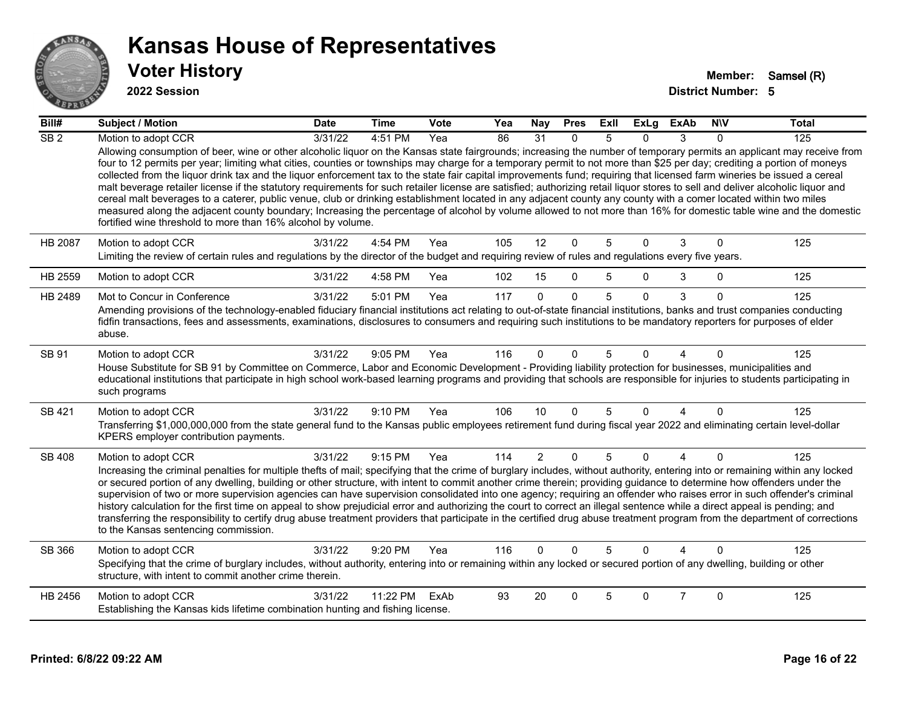# Kansas House of Representatives

## Voter History

**2022 Session**

**Member:** Samsel (R)
**District Number:** 5

| Bill# | Subject / Motion | Date | Time | Vote | Yea | Nay | Pres | ExII | ExLg | ExAb | N\V | Total |
|---|---|---|---|---|---|---|---|---|---|---|---|---|
| SB 2 | Motion to adopt CCR | 3/31/22 | 4:51 PM | Yea | 86 | 31 | 0 | 5 | 0 | 3 | 0 | 125 |
| | Allowing consumption of beer, wine or other alcoholic liquor on the Kansas state fairgrounds; increasing the number of temporary permits an applicant may receive from four to 12 permits per year; limiting what cities, counties or townships may charge for a temporary permit to not more than $25 per day; crediting a portion of moneys collected from the liquor drink tax and the liquor enforcement tax to the state fair capital improvements fund; requiring that licensed farm wineries be issued a cereal malt beverage retailer license if the statutory requirements for such retailer license are satisfied; authorizing retail liquor stores to sell and deliver alcoholic liquor and cereal malt beverages to a caterer, public venue, club or drinking establishment located in any adjacent county any county with a comer located within two miles measured along the adjacent county boundary; Increasing the percentage of alcohol by volume allowed to not more than 16% for domestic table wine and the domestic fortified wine threshold to more than 16% alcohol by volume. | | | | | | | | | | | |
| HB 2087 | Motion to adopt CCR | 3/31/22 | 4:54 PM | Yea | 105 | 12 | 0 | 5 | 0 | 3 | 0 | 125 |
| | Limiting the review of certain rules and regulations by the director of the budget and requiring review of rules and regulations every five years. | | | | | | | | | | | |
| HB 2559 | Motion to adopt CCR | 3/31/22 | 4:58 PM | Yea | 102 | 15 | 0 | 5 | 0 | 3 | 0 | 125 |
| HB 2489 | Mot to Concur in Conference | 3/31/22 | 5:01 PM | Yea | 117 | 0 | 0 | 5 | 0 | 3 | 0 | 125 |
| | Amending provisions of the technology-enabled fiduciary financial institutions act relating to out-of-state financial institutions, banks and trust companies conducting fidfin transactions, fees and assessments, examinations, disclosures to consumers and requiring such institutions to be mandatory reporters for purposes of elder abuse. | | | | | | | | | | | |
| SB 91 | Motion to adopt CCR | 3/31/22 | 9:05 PM | Yea | 116 | 0 | 0 | 5 | 0 | 4 | 0 | 125 |
| | House Substitute for SB 91 by Committee on Commerce, Labor and Economic Development - Providing liability protection for businesses, municipalities and educational institutions that participate in high school work-based learning programs and providing that schools are responsible for injuries to students participating in such programs | | | | | | | | | | | |
| SB 421 | Motion to adopt CCR | 3/31/22 | 9:10 PM | Yea | 106 | 10 | 0 | 5 | 0 | 4 | 0 | 125 |
| | Transferring $1,000,000,000 from the state general fund to the Kansas public employees retirement fund during fiscal year 2022 and eliminating certain level-dollar KPERS employer contribution payments. | | | | | | | | | | | |
| SB 408 | Motion to adopt CCR | 3/31/22 | 9:15 PM | Yea | 114 | 2 | 0 | 5 | 0 | 4 | 0 | 125 |
| | Increasing the criminal penalties for multiple thefts of mail; specifying that the crime of burglary includes, without authority, entering into or remaining within any locked or secured portion of any dwelling, building or other structure, with intent to commit another crime therein; providing guidance to determine how offenders under the supervision of two or more supervision agencies can have supervision consolidated into one agency; requiring an offender who raises error in such offender's criminal history calculation for the first time on appeal to show prejudicial error and authorizing the court to correct an illegal sentence while a direct appeal is pending; and transferring the responsibility to certify drug abuse treatment providers that participate in the certified drug abuse treatment program from the department of corrections to the Kansas sentencing commission. | | | | | | | | | | | |
| SB 366 | Motion to adopt CCR | 3/31/22 | 9:20 PM | Yea | 116 | 0 | 0 | 5 | 0 | 4 | 0 | 125 |
| | Specifying that the crime of burglary includes, without authority, entering into or remaining within any locked or secured portion of any dwelling, building or other structure, with intent to commit another crime therein. | | | | | | | | | | | |
| HB 2456 | Motion to adopt CCR | 3/31/22 | 11:22 PM | ExAb | 93 | 20 | 0 | 5 | 0 | 7 | 0 | 125 |
| | Establishing the Kansas kids lifetime combination hunting and fishing license. | | | | | | | | | | | |

Printed: 6/8/22 09:22 AM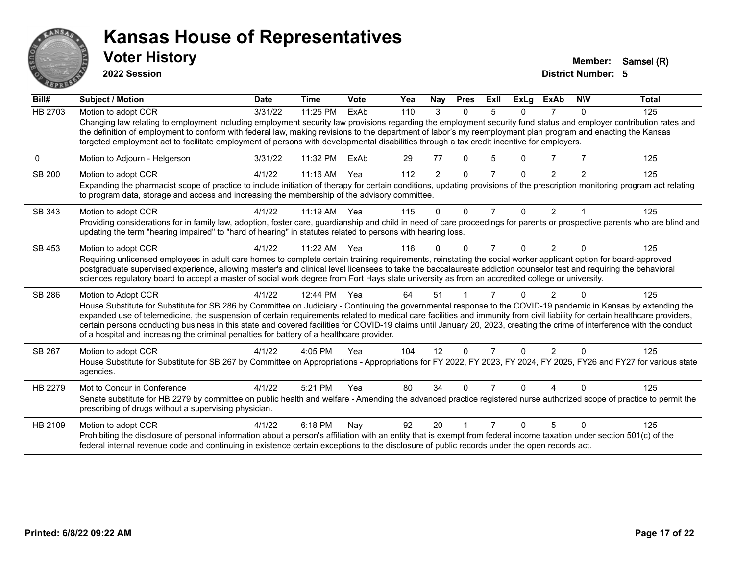# Kansas House of Representatives

## Voter History

**2022 Session**

**Member:** Samsel (R)
**District Number:** 5

| Bill# | Subject / Motion | Date | Time | Vote | Yea | Nay | Pres | ExII | ExLg | ExAb | N\V | Total |
|---|---|---|---|---|---|---|---|---|---|---|---|---|
| HB 2703 | Motion to adopt CCR | 3/31/22 | 11:25 PM | ExAb | 110 | 3 | 0 | 5 | 0 | 7 | 0 | 125 |
| | Changing law relating to employment including employment security law provisions regarding the employment security fund status and employer contribution rates and the definition of employment to conform with federal law, making revisions to the department of labor's my reemployment plan program and enacting the Kansas targeted employment act to facilitate employment of persons with developmental disabilities through a tax credit incentive for employers. | | | | | | | | | | | |
| 0 | Motion to Adjourn - Helgerson | 3/31/22 | 11:32 PM | ExAb | 29 | 77 | 0 | 5 | 0 | 7 | 7 | 125 |
| SB 200 | Motion to adopt CCR | 4/1/22 | 11:16 AM | Yea | 112 | 2 | 0 | 7 | 0 | 2 | 2 | 125 |
| | Expanding the pharmacist scope of practice to include initiation of therapy for certain conditions, updating provisions of the prescription monitoring program act relating to program data, storage and access and increasing the membership of the advisory committee. | | | | | | | | | | | |
| SB 343 | Motion to adopt CCR | 4/1/22 | 11:19 AM | Yea | 115 | 0 | 0 | 7 | 0 | 2 | 1 | 125 |
| | Providing considerations for in family law, adoption, foster care, guardianship and child in need of care proceedings for parents or prospective parents who are blind and updating the term "hearing impaired" to "hard of hearing" in statutes related to persons with hearing loss. | | | | | | | | | | | |
| SB 453 | Motion to adopt CCR | 4/1/22 | 11:22 AM | Yea | 116 | 0 | 0 | 7 | 0 | 2 | 0 | 125 |
| | Requiring unlicensed employees in adult care homes to complete certain training requirements, reinstating the social worker applicant option for board-approved postgraduate supervised experience, allowing master's and clinical level licensees to take the baccalaureate addiction counselor test and requiring the behavioral sciences regulatory board to accept a master of social work degree from Fort Hays state university as from an accredited college or university. | | | | | | | | | | | |
| SB 286 | Motion to Adopt CCR | 4/1/22 | 12:44 PM | Yea | 64 | 51 | 1 | 7 | 0 | 2 | 0 | 125 |
| | House Substitute for Substitute for SB 286 by Committee on Judiciary - Continuing the governmental response to the COVID-19 pandemic in Kansas by extending the expanded use of telemedicine, the suspension of certain requirements related to medical care facilities and immunity from civil liability for certain healthcare providers, certain persons conducting business in this state and covered facilities for COVID-19 claims until January 20, 2023, creating the crime of interference with the conduct of a hospital and increasing the criminal penalties for battery of a healthcare provider. | | | | | | | | | | | |
| SB 267 | Motion to adopt CCR | 4/1/22 | 4:05 PM | Yea | 104 | 12 | 0 | 7 | 0 | 2 | 0 | 125 |
| | House Substitute for Substitute for SB 267 by Committee on Appropriations - Appropriations for FY 2022, FY 2023, FY 2024, FY 2025, FY26 and FY27 for various state agencies. | | | | | | | | | | | |
| HB 2279 | Mot to Concur in Conference | 4/1/22 | 5:21 PM | Yea | 80 | 34 | 0 | 7 | 0 | 4 | 0 | 125 |
| | Senate substitute for HB 2279 by committee on public health and welfare - Amending the advanced practice registered nurse authorized scope of practice to permit the prescribing of drugs without a supervising physician. | | | | | | | | | | | |
| HB 2109 | Motion to adopt CCR | 4/1/22 | 6:18 PM | Nay | 92 | 20 | 1 | 7 | 0 | 5 | 0 | 125 |
| | Prohibiting the disclosure of personal information about a person's affiliation with an entity that is exempt from federal income taxation under section 501(c) of the federal internal revenue code and continuing in existence certain exceptions to the disclosure of public records under the open records act. | | | | | | | | | | | |

Printed: 6/8/22 09:22 AM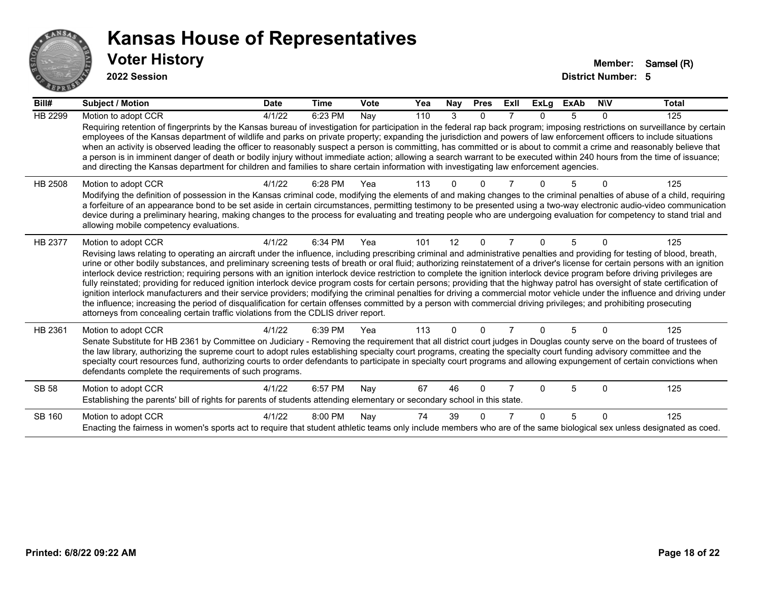# Kansas House of Representatives

## Voter History

**2022 Session**

**Member:** Samsel (R)
**District Number:** 5

| Bill# | Subject / Motion | Date | Time | Vote | Yea | Nay | Pres | ExII | ExLg | ExAb | N\V | Total |
|---|---|---|---|---|---|---|---|---|---|---|---|---|
| HB 2299 | Motion to adopt CCR | 4/1/22 | 6:23 PM | Nay | 110 | 3 | 0 | 7 | 0 | 5 | 0 | 125 |
| | Requiring retention of fingerprints by the Kansas bureau of investigation for participation in the federal rap back program; imposing restrictions on surveillance by certain employees of the Kansas department of wildlife and parks on private property; expanding the jurisdiction and powers of law enforcement officers to include situations when an activity is observed leading the officer to reasonably suspect a person is committing, has committed or is about to commit a crime and reasonably believe that a person is in imminent danger of death or bodily injury without immediate action; allowing a search warrant to be executed within 240 hours from the time of issuance; and directing the Kansas department for children and families to share certain information with investigating law enforcement agencies. | | | | | | | | | | | |
| HB 2508 | Motion to adopt CCR | 4/1/22 | 6:28 PM | Yea | 113 | 0 | 0 | 7 | 0 | 5 | 0 | 125 |
| | Modifying the definition of possession in the Kansas criminal code, modifying the elements of and making changes to the criminal penalties of abuse of a child, requiring a forfeiture of an appearance bond to be set aside in certain circumstances, permitting testimony to be presented using a two-way electronic audio-video communication device during a preliminary hearing, making changes to the process for evaluating and treating people who are undergoing evaluation for competency to stand trial and allowing mobile competency evaluations. | | | | | | | | | | | |
| HB 2377 | Motion to adopt CCR | 4/1/22 | 6:34 PM | Yea | 101 | 12 | 0 | 7 | 0 | 5 | 0 | 125 |
| | Revising laws relating to operating an aircraft under the influence, including prescribing criminal and administrative penalties and providing for testing of blood, breath, urine or other bodily substances, and preliminary screening tests of breath or oral fluid; authorizing reinstatement of a driver's license for certain persons with an ignition interlock device restriction; requiring persons with an ignition interlock device restriction to complete the ignition interlock device program before driving privileges are fully reinstated; providing for reduced ignition interlock device program costs for certain persons; providing that the highway patrol has oversight of state certification of ignition interlock manufacturers and their service providers; modifying the criminal penalties for driving a commercial motor vehicle under the influence and driving under the influence; increasing the period of disqualification for certain offenses committed by a person with commercial driving privileges; and prohibiting prosecuting attorneys from concealing certain traffic violations from the CDLIS driver report. | | | | | | | | | | | |
| HB 2361 | Motion to adopt CCR | 4/1/22 | 6:39 PM | Yea | 113 | 0 | 0 | 7 | 0 | 5 | 0 | 125 |
| | Senate Substitute for HB 2361 by Committee on Judiciary - Removing the requirement that all district court judges in Douglas county serve on the board of trustees of the law library, authorizing the supreme court to adopt rules establishing specialty court programs, creating the specialty court funding advisory committee and the specialty court resources fund, authorizing courts to order defendants to participate in specialty court programs and allowing expungement of certain convictions when defendants complete the requirements of such programs. | | | | | | | | | | | |
| SB 58 | Motion to adopt CCR | 4/1/22 | 6:57 PM | Nay | 67 | 46 | 0 | 7 | 0 | 5 | 0 | 125 |
| | Establishing the parents' bill of rights for parents of students attending elementary or secondary school in this state. | | | | | | | | | | | |
| SB 160 | Motion to adopt CCR | 4/1/22 | 8:00 PM | Nay | 74 | 39 | 0 | 7 | 0 | 5 | 0 | 125 |
| | Enacting the fairness in women's sports act to require that student athletic teams only include members who are of the same biological sex unless designated as coed. | | | | | | | | | | | |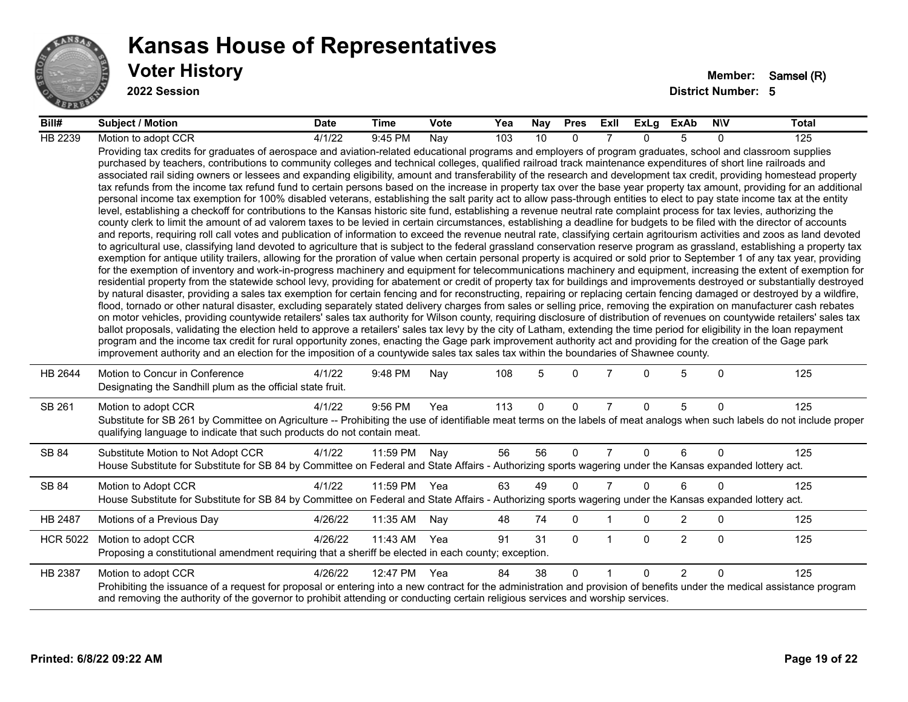# Kansas House of Representatives

## Voter History

**2022 Session**

**Member:** Samsel (R)
**District Number:** 5

| Bill# | Subject / Motion | Date | Time | Vote | Yea | Nay | Pres | ExII | ExLg | ExAb | N\V | Total |
|---|---|---|---|---|---|---|---|---|---|---|---|---|
| HB 2239 | Motion to adopt CCR | 4/1/22 | 9:45 PM | Nay | 103 | 10 | 0 | 7 | 0 | 5 | 0 | 125 |
| | Providing tax credits for graduates of aerospace and aviation-related educational programs and employers of program graduates, school and classroom supplies purchased by teachers, contributions to community colleges and technical colleges, qualified railroad track maintenance expenditures of short line railroads and associated rail siding owners or lessees and expanding eligibility, amount and transferability of the research and development tax credit, providing homestead property tax refunds from the income tax refund fund to certain persons based on the increase in property tax over the base year property tax amount, providing for an additional personal income tax exemption for 100% disabled veterans, establishing the salt parity act to allow pass-through entities to elect to pay state income tax at the entity level, establishing a checkoff for contributions to the Kansas historic site fund, establishing a revenue neutral rate complaint process for tax levies, authorizing the county clerk to limit the amount of ad valorem taxes to be levied in certain circumstances, establishing a deadline for budgets to be filed with the director of accounts and reports, requiring roll call votes and publication of information to exceed the revenue neutral rate, classifying certain agritourism activities and zoos as land devoted to agricultural use, classifying land devoted to agriculture that is subject to the federal grassland conservation reserve program as grassland, establishing a property tax exemption for antique utility trailers, allowing for the proration of value when certain personal property is acquired or sold prior to September 1 of any tax year, providing for the exemption of inventory and work-in-progress machinery and equipment for telecommunications machinery and equipment, increasing the extent of exemption for residential property from the statewide school levy, providing for abatement or credit of property tax for buildings and improvements destroyed or substantially destroyed by natural disaster, providing a sales tax exemption for certain fencing and for reconstructing, repairing or replacing certain fencing damaged or destroyed by a wildfire, flood, tornado or other natural disaster, excluding separately stated delivery charges from sales or selling price, removing the expiration on manufacturer cash rebates on motor vehicles, providing countywide retailers' sales tax authority for Wilson county, requiring disclosure of distribution of revenues on countywide retailers' sales tax ballot proposals, validating the election held to approve a retailers' sales tax levy by the city of Latham, extending the time period for eligibility in the loan repayment program and the income tax credit for rural opportunity zones, enacting the Gage park improvement authority act and providing for the creation of the Gage park improvement authority and an election for the imposition of a countywide sales tax sales tax within the boundaries of Shawnee county. | | | | | | | | | | | |
| HB 2644 | Motion to Concur in Conference | 4/1/22 | 9:48 PM | Nay | 108 | 5 | 0 | 7 | 0 | 5 | 0 | 125 |
| | Designating the Sandhill plum as the official state fruit. | | | | | | | | | | | |
| SB 261 | Motion to adopt CCR | 4/1/22 | 9:56 PM | Yea | 113 | 0 | 0 | 7 | 0 | 5 | 0 | 125 |
| | Substitute for SB 261 by Committee on Agriculture -- Prohibiting the use of identifiable meat terms on the labels of meat analogs when such labels do not include proper qualifying language to indicate that such products do not contain meat. | | | | | | | | | | | |
| SB 84 | Substitute Motion to Not Adopt CCR | 4/1/22 | 11:59 PM | Nay | 56 | 56 | 0 | 7 | 0 | 6 | 0 | 125 |
| | House Substitute for Substitute for SB 84 by Committee on Federal and State Affairs - Authorizing sports wagering under the Kansas expanded lottery act. | | | | | | | | | | | |
| SB 84 | Motion to Adopt CCR | 4/1/22 | 11:59 PM | Yea | 63 | 49 | 0 | 7 | 0 | 6 | 0 | 125 |
| | House Substitute for Substitute for SB 84 by Committee on Federal and State Affairs - Authorizing sports wagering under the Kansas expanded lottery act. | | | | | | | | | | | |
| HB 2487 | Motions of a Previous Day | 4/26/22 | 11:35 AM | Nay | 48 | 74 | 0 | 1 | 0 | 2 | 0 | 125 |
| HCR 5022 | Motion to adopt CCR | 4/26/22 | 11:43 AM | Yea | 91 | 31 | 0 | 1 | 0 | 2 | 0 | 125 |
| | Proposing a constitutional amendment requiring that a sheriff be elected in each county; exception. | | | | | | | | | | | |
| HB 2387 | Motion to adopt CCR | 4/26/22 | 12:47 PM | Yea | 84 | 38 | 0 | 1 | 0 | 2 | 0 | 125 |
| | Prohibiting the issuance of a request for proposal or entering into a new contract for the administration and provision of benefits under the medical assistance program and removing the authority of the governor to prohibit attending or conducting certain religious services and worship services. | | | | | | | | | | | |

**Printed: 6/8/22 09:22 AM**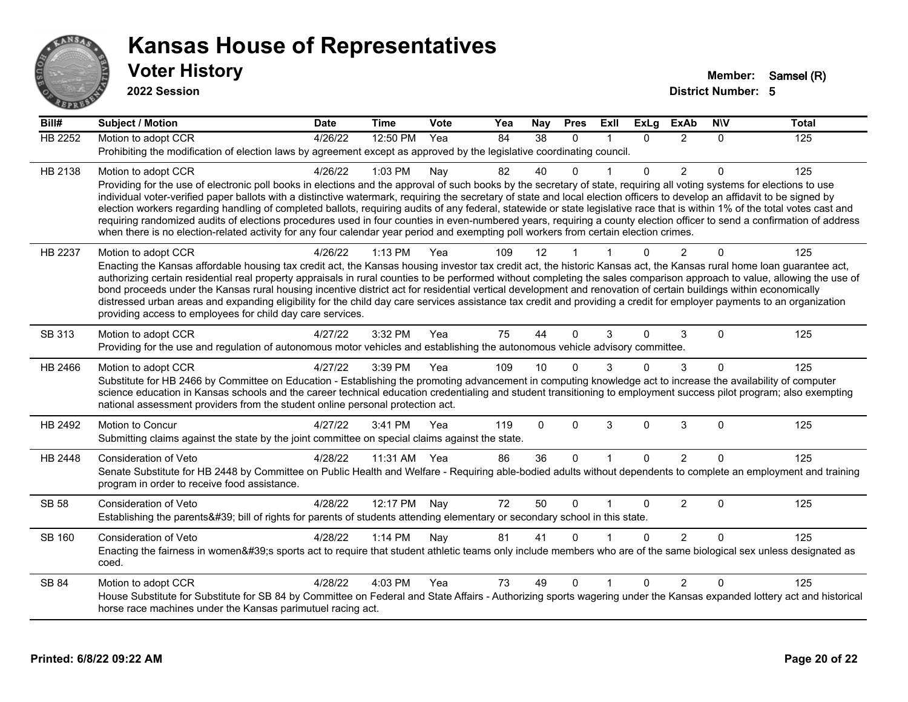# Kansas House of Representatives

## Voter History

**2022 Session**

**Member:** Samsel (R)
**District Number:** 5

| Bill# | Subject / Motion | Date | Time | Vote | Yea | Nay | Pres | ExII | ExLg | ExAb | N\V | Total |
|---|---|---|---|---|---|---|---|---|---|---|---|---|
| HB 2252 | Motion to adopt CCR | 4/26/22 | 12:50 PM | Yea | 84 | 38 | 0 | 1 | 0 | 2 | 0 | 125 |
| | Prohibiting the modification of election laws by agreement except as approved by the legislative coordinating council. | | | | | | | | | | | |
| HB 2138 | Motion to adopt CCR | 4/26/22 | 1:03 PM | Nay | 82 | 40 | 0 | 1 | 0 | 2 | 0 | 125 |
| | Providing for the use of electronic poll books in elections and the approval of such books by the secretary of state, requiring all voting systems for elections to use individual voter-verified paper ballots with a distinctive watermark, requiring the secretary of state and local election officers to develop an affidavit to be signed by election workers regarding handling of completed ballots, requiring audits of any federal, statewide or state legislative race that is within 1% of the total votes cast and requiring randomized audits of elections procedures used in four counties in even-numbered years, requiring a county election officer to send a confirmation of address when there is no election-related activity for any four calendar year period and exempting poll workers from certain election crimes. | | | | | | | | | | | |
| HB 2237 | Motion to adopt CCR | 4/26/22 | 1:13 PM | Yea | 109 | 12 | 1 | 1 | 0 | 2 | 0 | 125 |
| | Enacting the Kansas affordable housing tax credit act, the Kansas housing investor tax credit act, the historic Kansas act, the Kansas rural home loan guarantee act, authorizing certain residential real property appraisals in rural counties to be performed without completing the sales comparison approach to value, allowing the use of bond proceeds under the Kansas rural housing incentive district act for residential vertical development and renovation of certain buildings within economically distressed urban areas and expanding eligibility for the child day care services assistance tax credit and providing a credit for employer payments to an organization providing access to employees for child day care services. | | | | | | | | | | | |
| SB 313 | Motion to adopt CCR | 4/27/22 | 3:32 PM | Yea | 75 | 44 | 0 | 3 | 0 | 3 | 0 | 125 |
| | Providing for the use and regulation of autonomous motor vehicles and establishing the autonomous vehicle advisory committee. | | | | | | | | | | | |
| HB 2466 | Motion to adopt CCR | 4/27/22 | 3:39 PM | Yea | 109 | 10 | 0 | 3 | 0 | 3 | 0 | 125 |
| | Substitute for HB 2466 by Committee on Education - Establishing the promoting advancement in computing knowledge act to increase the availability of computer science education in Kansas schools and the career technical education credentialing and student transitioning to employment success pilot program; also exempting national assessment providers from the student online personal protection act. | | | | | | | | | | | |
| HB 2492 | Motion to Concur | 4/27/22 | 3:41 PM | Yea | 119 | 0 | 0 | 3 | 0 | 3 | 0 | 125 |
| | Submitting claims against the state by the joint committee on special claims against the state. | | | | | | | | | | | |
| HB 2448 | Consideration of Veto | 4/28/22 | 11:31 AM | Yea | 86 | 36 | 0 | 1 | 0 | 2 | 0 | 125 |
| | Senate Substitute for HB 2448 by Committee on Public Health and Welfare - Requiring able-bodied adults without dependents to complete an employment and training program in order to receive food assistance. | | | | | | | | | | | |
| SB 58 | Consideration of Veto | 4/28/22 | 12:17 PM | Nay | 72 | 50 | 0 | 1 | 0 | 2 | 0 | 125 |
| | Establishing the parents&#39; bill of rights for parents of students attending elementary or secondary school in this state. | | | | | | | | | | | |
| SB 160 | Consideration of Veto | 4/28/22 | 1:14 PM | Nay | 81 | 41 | 0 | 1 | 0 | 2 | 0 | 125 |
| | Enacting the fairness in women&#39;s sports act to require that student athletic teams only include members who are of the same biological sex unless designated as coed. | | | | | | | | | | | |
| SB 84 | Motion to adopt CCR | 4/28/22 | 4:03 PM | Yea | 73 | 49 | 0 | 1 | 0 | 2 | 0 | 125 |
| | House Substitute for Substitute for SB 84 by Committee on Federal and State Affairs - Authorizing sports wagering under the Kansas expanded lottery act and historical horse race machines under the Kansas parimutuel racing act. | | | | | | | | | | | |

**Printed: 6/8/22 09:22 AM**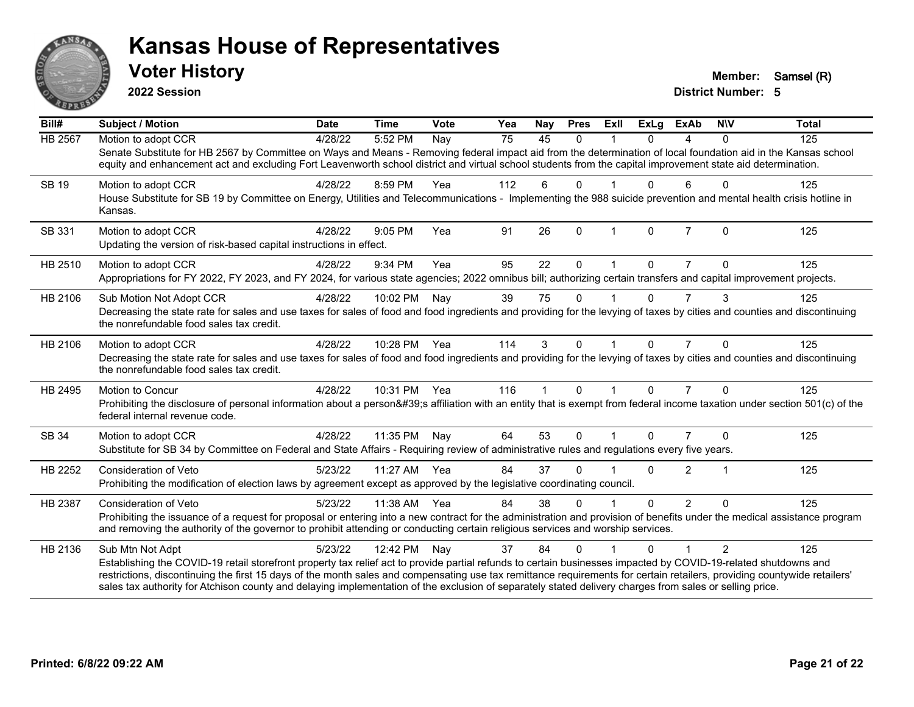# Kansas House of Representatives

## Voter History

**2022 Session**

**Member:** Samsel (R)
**District Number:** 5

| Bill# | Subject / Motion | Date | Time | Vote | Yea | Nay | Pres | ExII | ExLg | ExAb | N\V | Total |
|---|---|---|---|---|---|---|---|---|---|---|---|---|
| HB 2567 | Motion to adopt CCR | 4/28/22 | 5:52 PM | Nay | 75 | 45 | 0 | 1 | 0 | 4 | 0 | 125 |
| | Senate Substitute for HB 2567 by Committee on Ways and Means - Removing federal impact aid from the determination of local foundation aid in the Kansas school equity and enhancement act and excluding Fort Leavenworth school district and virtual school students from the capital improvement state aid determination. | | | | | | | | | | | |
| SB 19 | Motion to adopt CCR | 4/28/22 | 8:59 PM | Yea | 112 | 6 | 0 | 1 | 0 | 6 | 0 | 125 |
| | House Substitute for SB 19 by Committee on Energy, Utilities and Telecommunications - Implementing the 988 suicide prevention and mental health crisis hotline in Kansas. | | | | | | | | | | | |
| SB 331 | Motion to adopt CCR | 4/28/22 | 9:05 PM | Yea | 91 | 26 | 0 | 1 | 0 | 7 | 0 | 125 |
| | Updating the version of risk-based capital instructions in effect. | | | | | | | | | | | |
| HB 2510 | Motion to adopt CCR | 4/28/22 | 9:34 PM | Yea | 95 | 22 | 0 | 1 | 0 | 7 | 0 | 125 |
| | Appropriations for FY 2022, FY 2023, and FY 2024, for various state agencies; 2022 omnibus bill; authorizing certain transfers and capital improvement projects. | | | | | | | | | | | |
| HB 2106 | Sub Motion Not Adopt CCR | 4/28/22 | 10:02 PM | Nay | 39 | 75 | 0 | 1 | 0 | 7 | 3 | 125 |
| | Decreasing the state rate for sales and use taxes for sales of food and food ingredients and providing for the levying of taxes by cities and counties and discontinuing the nonrefundable food sales tax credit. | | | | | | | | | | | |
| HB 2106 | Motion to adopt CCR | 4/28/22 | 10:28 PM | Yea | 114 | 3 | 0 | 1 | 0 | 7 | 0 | 125 |
| | Decreasing the state rate for sales and use taxes for sales of food and food ingredients and providing for the levying of taxes by cities and counties and discontinuing the nonrefundable food sales tax credit. | | | | | | | | | | | |
| HB 2495 | Motion to Concur | 4/28/22 | 10:31 PM | Yea | 116 | 1 | 0 | 1 | 0 | 7 | 0 | 125 |
| | Prohibiting the disclosure of personal information about a person&#39;s affiliation with an entity that is exempt from federal income taxation under section 501(c) of the federal internal revenue code. | | | | | | | | | | | |
| SB 34 | Motion to adopt CCR | 4/28/22 | 11:35 PM | Nay | 64 | 53 | 0 | 1 | 0 | 7 | 0 | 125 |
| | Substitute for SB 34 by Committee on Federal and State Affairs - Requiring review of administrative rules and regulations every five years. | | | | | | | | | | | |
| HB 2252 | Consideration of Veto | 5/23/22 | 11:27 AM | Yea | 84 | 37 | 0 | 1 | 0 | 2 | 1 | 125 |
| | Prohibiting the modification of election laws by agreement except as approved by the legislative coordinating council. | | | | | | | | | | | |
| HB 2387 | Consideration of Veto | 5/23/22 | 11:38 AM | Yea | 84 | 38 | 0 | 1 | 0 | 2 | 0 | 125 |
| | Prohibiting the issuance of a request for proposal or entering into a new contract for the administration and provision of benefits under the medical assistance program and removing the authority of the governor to prohibit attending or conducting certain religious services and worship services. | | | | | | | | | | | |
| HB 2136 | Sub Mtn Not Adpt | 5/23/22 | 12:42 PM | Nay | 37 | 84 | 0 | 1 | 0 | 1 | 2 | 125 |
| | Establishing the COVID-19 retail storefront property tax relief act to provide partial refunds to certain businesses impacted by COVID-19-related shutdowns and restrictions, discontinuing the first 15 days of the month sales and compensating use tax remittance requirements for certain retailers, providing countywide retailers' sales tax authority for Atchison county and delaying implementation of the exclusion of separately stated delivery charges from sales or selling price. | | | | | | | | | | | |

**Printed: 6/8/22 09:22 AM**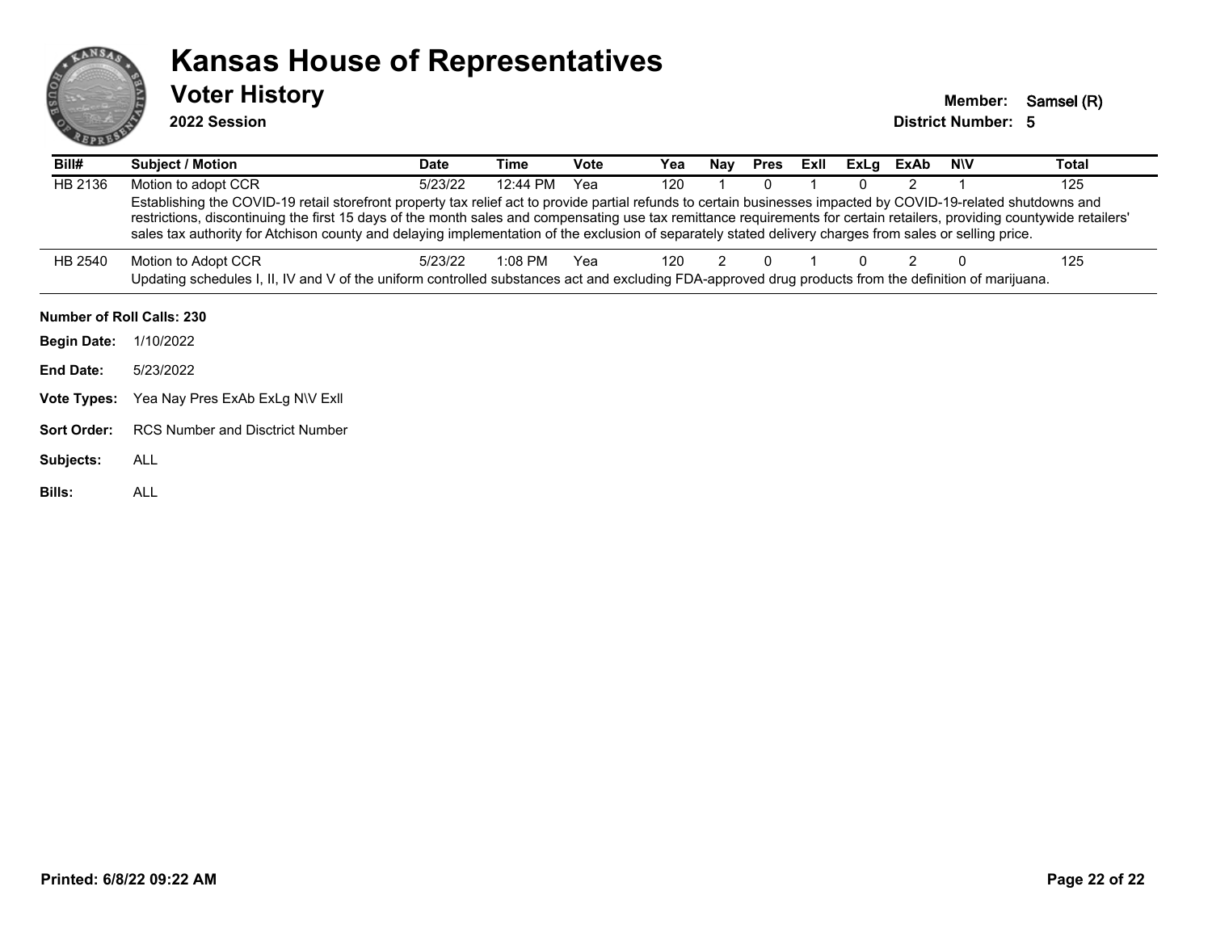# Kansas House of Representatives

## Voter History

**2022 Session**

**Member:** Samsel (R)
**District Number:** 5

| Bill# | Subject / Motion | Date | Time | Vote | Yea | Nay | Pres | ExII | ExLg | ExAb | N\V | Total |
|---|---|---|---|---|---|---|---|---|---|---|---|---|
| HB 2136 | Motion to adopt CCR | 5/23/22 | 12:44 PM | Yea | 120 | 1 | 0 | 1 | 0 | 2 | 1 | 125 |
| | Establishing the COVID-19 retail storefront property tax relief act to provide partial refunds to certain businesses impacted by COVID-19-related shutdowns and restrictions, discontinuing the first 15 days of the month sales and compensating use tax remittance requirements for certain retailers, providing countywide retailers' sales tax authority for Atchison county and delaying implementation of the exclusion of separately stated delivery charges from sales or selling price. | | | | | | | | | | | |
| HB 2540 | Motion to Adopt CCR | 5/23/22 | 1:08 PM | Yea | 120 | 2 | 0 | 1 | 0 | 2 | 0 | 125 |
| | Updating schedules I, II, IV and V of the uniform controlled substances act and excluding FDA-approved drug products from the definition of marijuana. | | | | | | | | | | | |

**Number of Roll Calls: 230**

**Begin Date:** 1/10/2022

**End Date:** 5/23/2022

**Vote Types:** Yea Nay Pres ExAb ExLg N\V ExII

**Sort Order:** RCS Number and Disctrict Number

**Subjects:** ALL

**Bills:** ALL

**Printed: 6/8/22 09:22 AM**